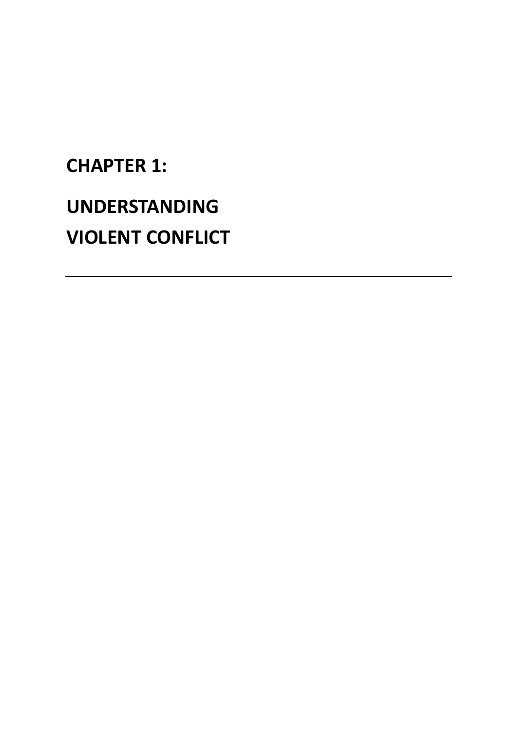# CHAPTER 1:

# UNDERSTANDING VIOLENT CONFLICT

---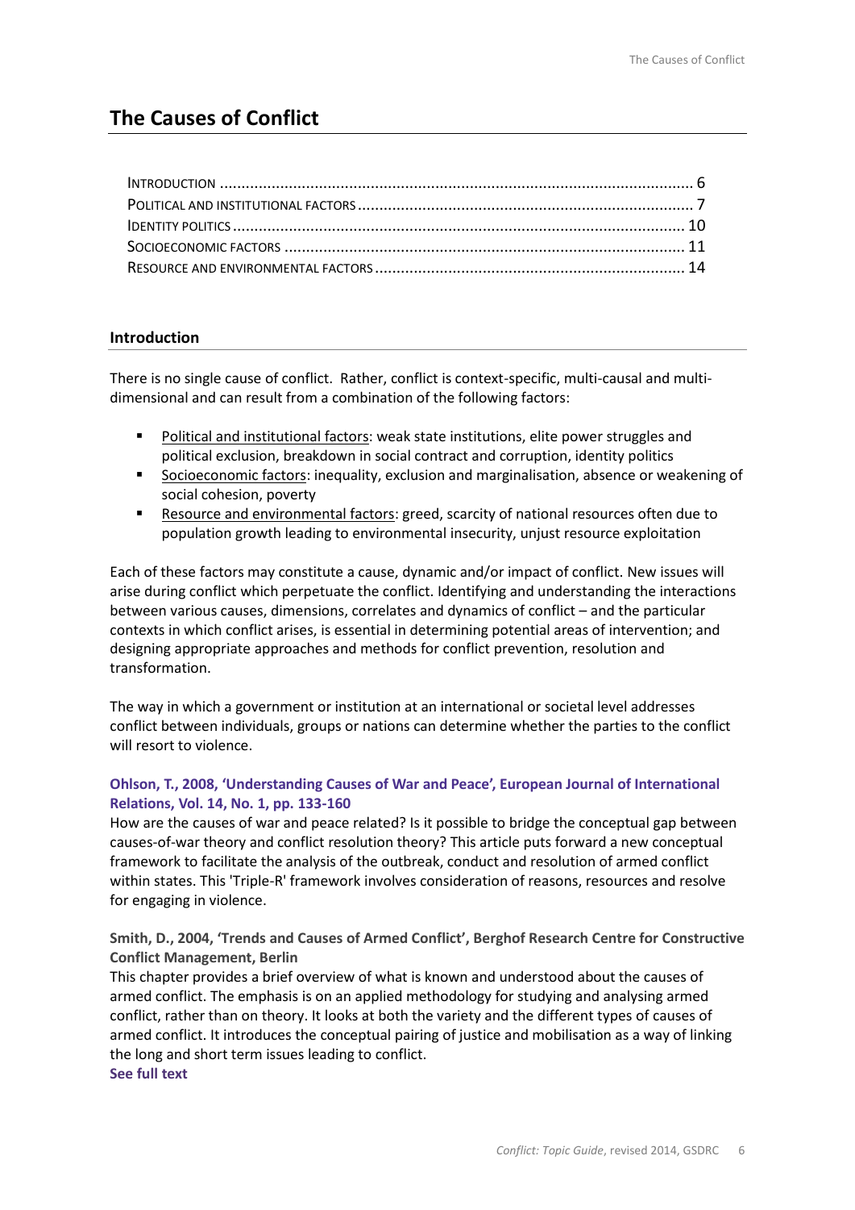# The Causes of Conflict

| | |
|---|---|
| INTRODUCTION | 6 |
| POLITICAL AND INSTITUTIONAL FACTORS | 7 |
| IDENTITY POLITICS | 10 |
| SOCIOECONOMIC FACTORS | 11 |
| RESOURCE AND ENVIRONMENTAL FACTORS | 14 |

## Introduction

There is no single cause of conflict. Rather, conflict is context-specific, multi-causal and multi-dimensional and can result from a combination of the following factors:

- Political and institutional factors: weak state institutions, elite power struggles and political exclusion, breakdown in social contract and corruption, identity politics
- Socioeconomic factors: inequality, exclusion and marginalisation, absence or weakening of social cohesion, poverty
- Resource and environmental factors: greed, scarcity of national resources often due to population growth leading to environmental insecurity, unjust resource exploitation

Each of these factors may constitute a cause, dynamic and/or impact of conflict. New issues will arise during conflict which perpetuate the conflict. Identifying and understanding the interactions between various causes, dimensions, correlates and dynamics of conflict – and the particular contexts in which conflict arises, is essential in determining potential areas of intervention; and designing appropriate approaches and methods for conflict prevention, resolution and transformation.

The way in which a government or institution at an international or societal level addresses conflict between individuals, groups or nations can determine whether the parties to the conflict will resort to violence.

**Ohlson, T., 2008, 'Understanding Causes of War and Peace', European Journal of International Relations, Vol. 14, No. 1, pp. 133-160**

How are the causes of war and peace related? Is it possible to bridge the conceptual gap between causes-of-war theory and conflict resolution theory? This article puts forward a new conceptual framework to facilitate the analysis of the outbreak, conduct and resolution of armed conflict within states. This 'Triple-R' framework involves consideration of reasons, resources and resolve for engaging in violence.

**Smith, D., 2004, 'Trends and Causes of Armed Conflict', Berghof Research Centre for Constructive Conflict Management, Berlin**

This chapter provides a brief overview of what is known and understood about the causes of armed conflict. The emphasis is on an applied methodology for studying and analysing armed conflict, rather than on theory. It looks at both the variety and the different types of causes of armed conflict. It introduces the conceptual pairing of justice and mobilisation as a way of linking the long and short term issues leading to conflict.

**See full text**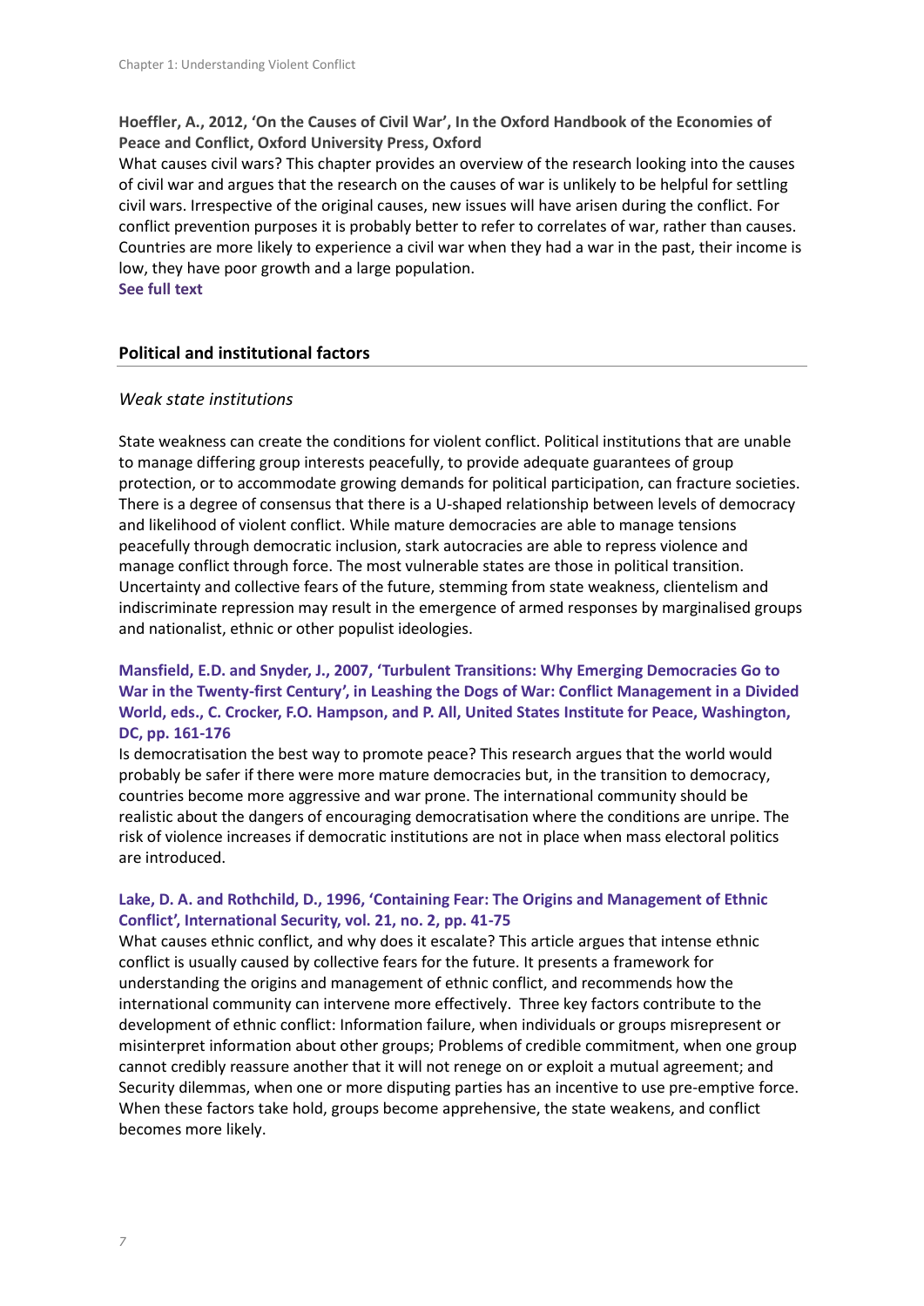**Hoeffler, A., 2012, 'On the Causes of Civil War', In the Oxford Handbook of the Economies of Peace and Conflict, Oxford University Press, Oxford**

What causes civil wars? This chapter provides an overview of the research looking into the causes of civil war and argues that the research on the causes of war is unlikely to be helpful for settling civil wars. Irrespective of the original causes, new issues will have arisen during the conflict. For conflict prevention purposes it is probably better to refer to correlates of war, rather than causes. Countries are more likely to experience a civil war when they had a war in the past, their income is low, they have poor growth and a large population.

**See full text**

## Political and institutional factors

### *Weak state institutions*

State weakness can create the conditions for violent conflict. Political institutions that are unable to manage differing group interests peacefully, to provide adequate guarantees of group protection, or to accommodate growing demands for political participation, can fracture societies. There is a degree of consensus that there is a U-shaped relationship between levels of democracy and likelihood of violent conflict. While mature democracies are able to manage tensions peacefully through democratic inclusion, stark autocracies are able to repress violence and manage conflict through force. The most vulnerable states are those in political transition. Uncertainty and collective fears of the future, stemming from state weakness, clientelism and indiscriminate repression may result in the emergence of armed responses by marginalised groups and nationalist, ethnic or other populist ideologies.

**Mansfield, E.D. and Snyder, J., 2007, 'Turbulent Transitions: Why Emerging Democracies Go to War in the Twenty-first Century', in Leashing the Dogs of War: Conflict Management in a Divided World, eds., C. Crocker, F.O. Hampson, and P. All, United States Institute for Peace, Washington, DC, pp. 161-176**

Is democratisation the best way to promote peace? This research argues that the world would probably be safer if there were more mature democracies but, in the transition to democracy, countries become more aggressive and war prone. The international community should be realistic about the dangers of encouraging democratisation where the conditions are unripe. The risk of violence increases if democratic institutions are not in place when mass electoral politics are introduced.

**Lake, D. A. and Rothchild, D., 1996, 'Containing Fear: The Origins and Management of Ethnic Conflict', International Security, vol. 21, no. 2, pp. 41-75**

What causes ethnic conflict, and why does it escalate? This article argues that intense ethnic conflict is usually caused by collective fears for the future. It presents a framework for understanding the origins and management of ethnic conflict, and recommends how the international community can intervene more effectively. Three key factors contribute to the development of ethnic conflict: Information failure, when individuals or groups misrepresent or misinterpret information about other groups; Problems of credible commitment, when one group cannot credibly reassure another that it will not renege on or exploit a mutual agreement; and Security dilemmas, when one or more disputing parties has an incentive to use pre-emptive force. When these factors take hold, groups become apprehensive, the state weakens, and conflict becomes more likely.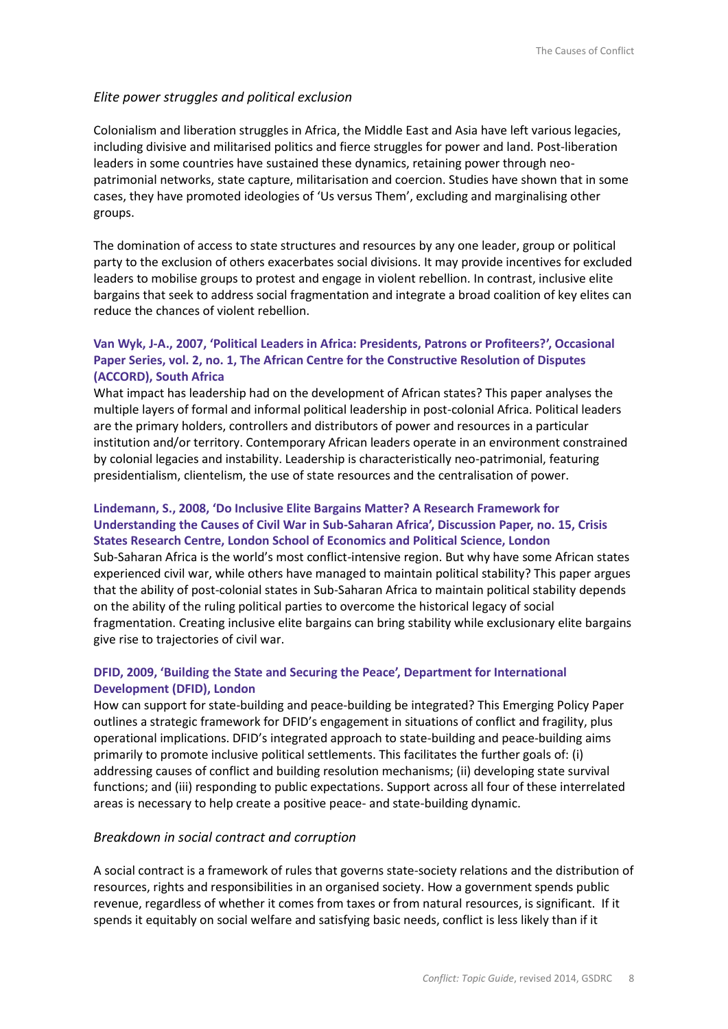### *Elite power struggles and political exclusion*

Colonialism and liberation struggles in Africa, the Middle East and Asia have left various legacies, including divisive and militarised politics and fierce struggles for power and land. Post-liberation leaders in some countries have sustained these dynamics, retaining power through neo-patrimonial networks, state capture, militarisation and coercion. Studies have shown that in some cases, they have promoted ideologies of 'Us versus Them', excluding and marginalising other groups.

The domination of access to state structures and resources by any one leader, group or political party to the exclusion of others exacerbates social divisions. It may provide incentives for excluded leaders to mobilise groups to protest and engage in violent rebellion. In contrast, inclusive elite bargains that seek to address social fragmentation and integrate a broad coalition of key elites can reduce the chances of violent rebellion.

**Van Wyk, J-A., 2007, 'Political Leaders in Africa: Presidents, Patrons or Profiteers?', Occasional Paper Series, vol. 2, no. 1, The African Centre for the Constructive Resolution of Disputes (ACCORD), South Africa**

What impact has leadership had on the development of African states? This paper analyses the multiple layers of formal and informal political leadership in post-colonial Africa. Political leaders are the primary holders, controllers and distributors of power and resources in a particular institution and/or territory. Contemporary African leaders operate in an environment constrained by colonial legacies and instability. Leadership is characteristically neo-patrimonial, featuring presidentialism, clientelism, the use of state resources and the centralisation of power.

**Lindemann, S., 2008, 'Do Inclusive Elite Bargains Matter? A Research Framework for Understanding the Causes of Civil War in Sub-Saharan Africa', Discussion Paper, no. 15, Crisis States Research Centre, London School of Economics and Political Science, London**

Sub-Saharan Africa is the world's most conflict-intensive region. But why have some African states experienced civil war, while others have managed to maintain political stability? This paper argues that the ability of post-colonial states in Sub-Saharan Africa to maintain political stability depends on the ability of the ruling political parties to overcome the historical legacy of social fragmentation. Creating inclusive elite bargains can bring stability while exclusionary elite bargains give rise to trajectories of civil war.

**DFID, 2009, 'Building the State and Securing the Peace', Department for International Development (DFID), London**

How can support for state-building and peace-building be integrated? This Emerging Policy Paper outlines a strategic framework for DFID's engagement in situations of conflict and fragility, plus operational implications. DFID's integrated approach to state-building and peace-building aims primarily to promote inclusive political settlements. This facilitates the further goals of: (i) addressing causes of conflict and building resolution mechanisms; (ii) developing state survival functions; and (iii) responding to public expectations. Support across all four of these interrelated areas is necessary to help create a positive peace- and state-building dynamic.

### *Breakdown in social contract and corruption*

A social contract is a framework of rules that governs state-society relations and the distribution of resources, rights and responsibilities in an organised society. How a government spends public revenue, regardless of whether it comes from taxes or from natural resources, is significant. If it spends it equitably on social welfare and satisfying basic needs, conflict is less likely than if it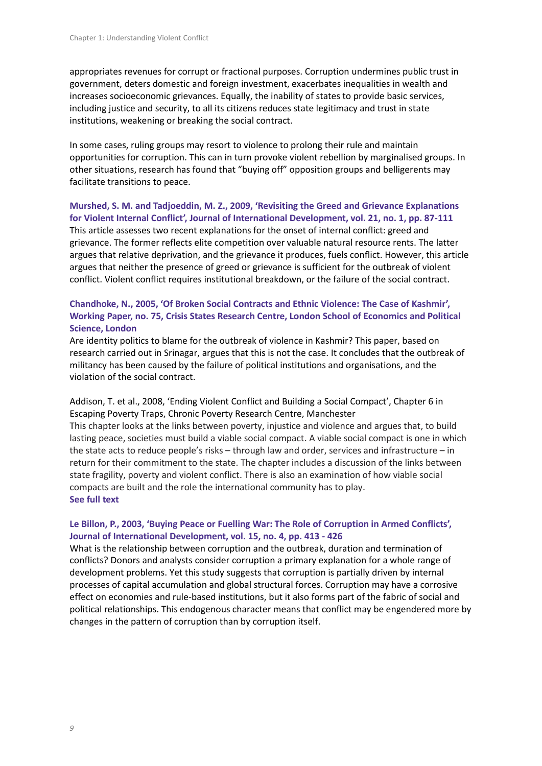appropriates revenues for corrupt or fractional purposes. Corruption undermines public trust in government, deters domestic and foreign investment, exacerbates inequalities in wealth and increases socioeconomic grievances. Equally, the inability of states to provide basic services, including justice and security, to all its citizens reduces state legitimacy and trust in state institutions, weakening or breaking the social contract.

In some cases, ruling groups may resort to violence to prolong their rule and maintain opportunities for corruption. This can in turn provoke violent rebellion by marginalised groups. In other situations, research has found that "buying off" opposition groups and belligerents may facilitate transitions to peace.

**Murshed, S. M. and Tadjoeddin, M. Z., 2009, 'Revisiting the Greed and Grievance Explanations for Violent Internal Conflict', Journal of International Development, vol. 21, no. 1, pp. 87-111**
This article assesses two recent explanations for the onset of internal conflict: greed and grievance. The former reflects elite competition over valuable natural resource rents. The latter argues that relative deprivation, and the grievance it produces, fuels conflict. However, this article argues that neither the presence of greed or grievance is sufficient for the outbreak of violent conflict. Violent conflict requires institutional breakdown, or the failure of the social contract.

**Chandhoke, N., 2005, 'Of Broken Social Contracts and Ethnic Violence: The Case of Kashmir', Working Paper, no. 75, Crisis States Research Centre, London School of Economics and Political Science, London**
Are identity politics to blame for the outbreak of violence in Kashmir? This paper, based on research carried out in Srinagar, argues that this is not the case. It concludes that the outbreak of militancy has been caused by the failure of political institutions and organisations, and the violation of the social contract.

Addison, T. et al., 2008, 'Ending Violent Conflict and Building a Social Compact', Chapter 6 in Escaping Poverty Traps, Chronic Poverty Research Centre, Manchester
This chapter looks at the links between poverty, injustice and violence and argues that, to build lasting peace, societies must build a viable social compact. A viable social compact is one in which the state acts to reduce people's risks – through law and order, services and infrastructure – in return for their commitment to the state. The chapter includes a discussion of the links between state fragility, poverty and violent conflict. There is also an examination of how viable social compacts are built and the role the international community has to play.
**See full text**

**Le Billon, P., 2003, 'Buying Peace or Fuelling War: The Role of Corruption in Armed Conflicts', Journal of International Development, vol. 15, no. 4, pp. 413 - 426**
What is the relationship between corruption and the outbreak, duration and termination of conflicts? Donors and analysts consider corruption a primary explanation for a whole range of development problems. Yet this study suggests that corruption is partially driven by internal processes of capital accumulation and global structural forces. Corruption may have a corrosive effect on economies and rule-based institutions, but it also forms part of the fabric of social and political relationships. This endogenous character means that conflict may be engendered more by changes in the pattern of corruption than by corruption itself.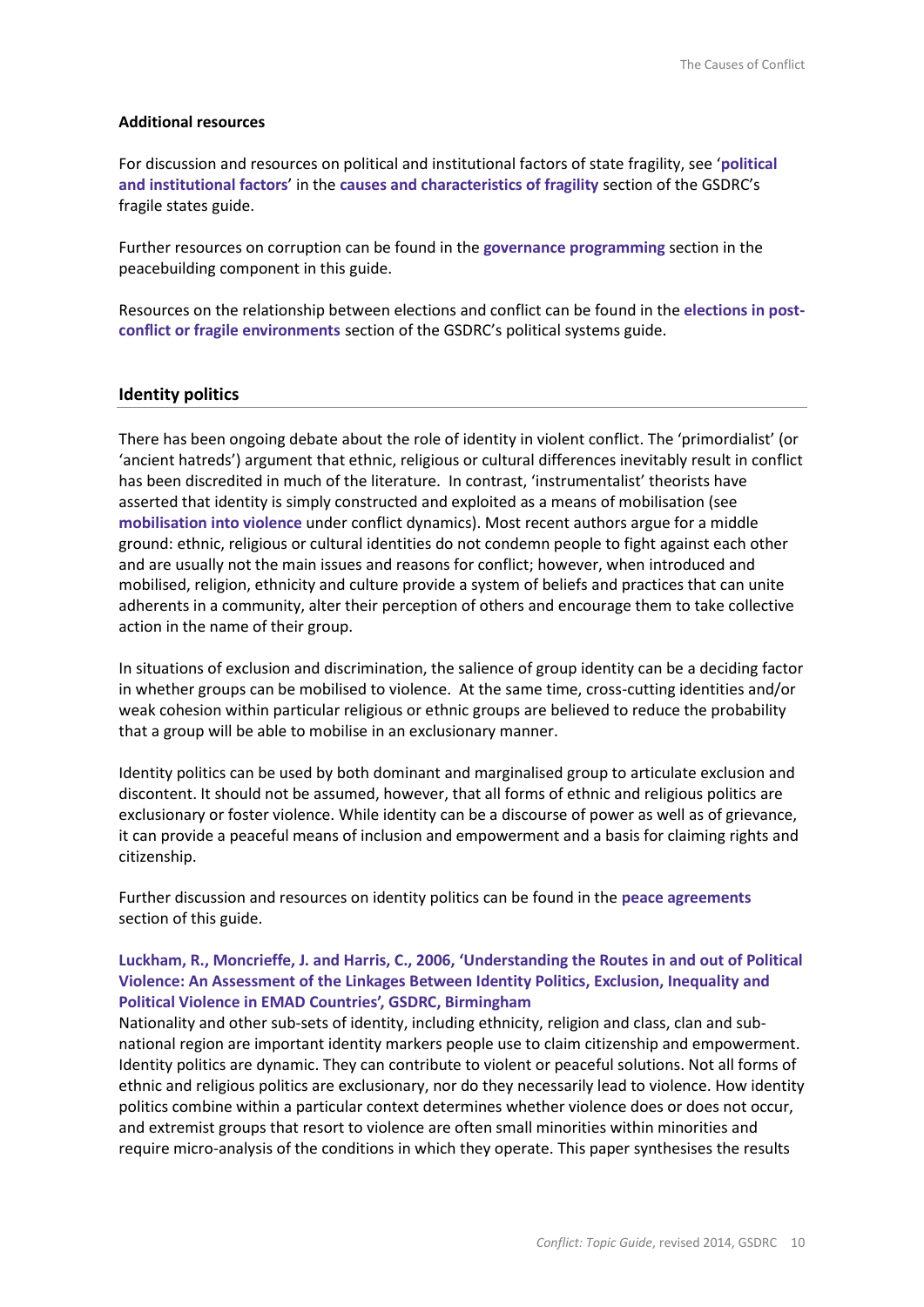**Additional resources**

For discussion and resources on political and institutional factors of state fragility, see '**political and institutional factors**' in the **causes and characteristics of fragility** section of the GSDRC's fragile states guide.

Further resources on corruption can be found in the **governance programming** section in the peacebuilding component in this guide.

Resources on the relationship between elections and conflict can be found in the **elections in post-conflict or fragile environments** section of the GSDRC's political systems guide.

## Identity politics

There has been ongoing debate about the role of identity in violent conflict. The 'primordialist' (or 'ancient hatreds') argument that ethnic, religious or cultural differences inevitably result in conflict has been discredited in much of the literature. In contrast, 'instrumentalist' theorists have asserted that identity is simply constructed and exploited as a means of mobilisation (see **mobilisation into violence** under conflict dynamics). Most recent authors argue for a middle ground: ethnic, religious or cultural identities do not condemn people to fight against each other and are usually not the main issues and reasons for conflict; however, when introduced and mobilised, religion, ethnicity and culture provide a system of beliefs and practices that can unite adherents in a community, alter their perception of others and encourage them to take collective action in the name of their group.

In situations of exclusion and discrimination, the salience of group identity can be a deciding factor in whether groups can be mobilised to violence. At the same time, cross-cutting identities and/or weak cohesion within particular religious or ethnic groups are believed to reduce the probability that a group will be able to mobilise in an exclusionary manner.

Identity politics can be used by both dominant and marginalised group to articulate exclusion and discontent. It should not be assumed, however, that all forms of ethnic and religious politics are exclusionary or foster violence. While identity can be a discourse of power as well as of grievance, it can provide a peaceful means of inclusion and empowerment and a basis for claiming rights and citizenship.

Further discussion and resources on identity politics can be found in the **peace agreements** section of this guide.

**Luckham, R., Moncrieffe, J. and Harris, C., 2006, 'Understanding the Routes in and out of Political Violence: An Assessment of the Linkages Between Identity Politics, Exclusion, Inequality and Political Violence in EMAD Countries', GSDRC, Birmingham**

Nationality and other sub-sets of identity, including ethnicity, religion and class, clan and sub-national region are important identity markers people use to claim citizenship and empowerment. Identity politics are dynamic. They can contribute to violent or peaceful solutions. Not all forms of ethnic and religious politics are exclusionary, nor do they necessarily lead to violence. How identity politics combine within a particular context determines whether violence does or does not occur, and extremist groups that resort to violence are often small minorities within minorities and require micro-analysis of the conditions in which they operate. This paper synthesises the results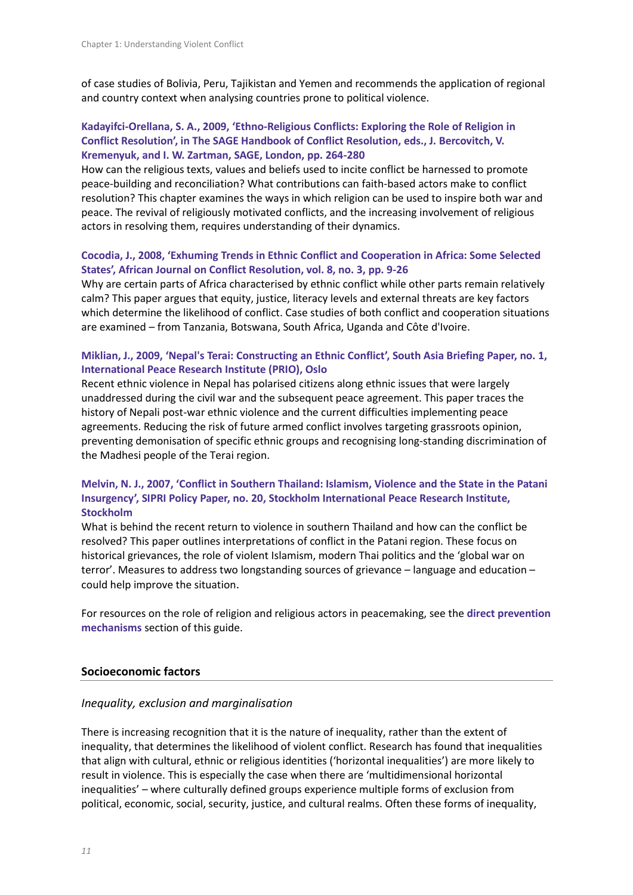of case studies of Bolivia, Peru, Tajikistan and Yemen and recommends the application of regional and country context when analysing countries prone to political violence.

**Kadayifci-Orellana, S. A., 2009, 'Ethno-Religious Conflicts: Exploring the Role of Religion in Conflict Resolution', in The SAGE Handbook of Conflict Resolution, eds., J. Bercovitch, V. Kremenyuk, and I. W. Zartman, SAGE, London, pp. 264-280**
How can the religious texts, values and beliefs used to incite conflict be harnessed to promote peace-building and reconciliation? What contributions can faith-based actors make to conflict resolution? This chapter examines the ways in which religion can be used to inspire both war and peace. The revival of religiously motivated conflicts, and the increasing involvement of religious actors in resolving them, requires understanding of their dynamics.

**Cocodia, J., 2008, 'Exhuming Trends in Ethnic Conflict and Cooperation in Africa: Some Selected States', African Journal on Conflict Resolution, vol. 8, no. 3, pp. 9-26**
Why are certain parts of Africa characterised by ethnic conflict while other parts remain relatively calm? This paper argues that equity, justice, literacy levels and external threats are key factors which determine the likelihood of conflict. Case studies of both conflict and cooperation situations are examined – from Tanzania, Botswana, South Africa, Uganda and Côte d'Ivoire.

**Miklian, J., 2009, 'Nepal's Terai: Constructing an Ethnic Conflict', South Asia Briefing Paper, no. 1, International Peace Research Institute (PRIO), Oslo**
Recent ethnic violence in Nepal has polarised citizens along ethnic issues that were largely unaddressed during the civil war and the subsequent peace agreement. This paper traces the history of Nepali post-war ethnic violence and the current difficulties implementing peace agreements. Reducing the risk of future armed conflict involves targeting grassroots opinion, preventing demonisation of specific ethnic groups and recognising long-standing discrimination of the Madhesi people of the Terai region.

**Melvin, N. J., 2007, 'Conflict in Southern Thailand: Islamism, Violence and the State in the Patani Insurgency', SIPRI Policy Paper, no. 20, Stockholm International Peace Research Institute, Stockholm**
What is behind the recent return to violence in southern Thailand and how can the conflict be resolved? This paper outlines interpretations of conflict in the Patani region. These focus on historical grievances, the role of violent Islamism, modern Thai politics and the 'global war on terror'. Measures to address two longstanding sources of grievance – language and education – could help improve the situation.

For resources on the role of religion and religious actors in peacemaking, see the **direct prevention mechanisms** section of this guide.

## Socioeconomic factors

### *Inequality, exclusion and marginalisation*

There is increasing recognition that it is the nature of inequality, rather than the extent of inequality, that determines the likelihood of violent conflict. Research has found that inequalities that align with cultural, ethnic or religious identities ('horizontal inequalities') are more likely to result in violence. This is especially the case when there are 'multidimensional horizontal inequalities' – where culturally defined groups experience multiple forms of exclusion from political, economic, social, security, justice, and cultural realms. Often these forms of inequality,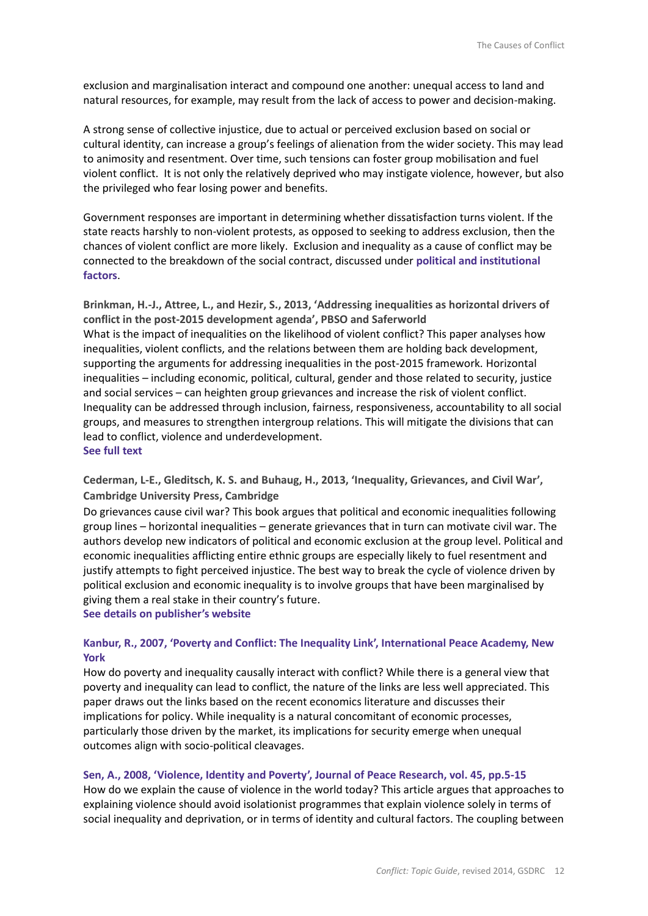exclusion and marginalisation interact and compound one another: unequal access to land and natural resources, for example, may result from the lack of access to power and decision-making.

A strong sense of collective injustice, due to actual or perceived exclusion based on social or cultural identity, can increase a group's feelings of alienation from the wider society. This may lead to animosity and resentment. Over time, such tensions can foster group mobilisation and fuel violent conflict. It is not only the relatively deprived who may instigate violence, however, but also the privileged who fear losing power and benefits.

Government responses are important in determining whether dissatisfaction turns violent. If the state reacts harshly to non-violent protests, as opposed to seeking to address exclusion, then the chances of violent conflict are more likely. Exclusion and inequality as a cause of conflict may be connected to the breakdown of the social contract, discussed under **political and institutional factors**.

**Brinkman, H.-J., Attree, L., and Hezir, S., 2013, 'Addressing inequalities as horizontal drivers of conflict in the post-2015 development agenda', PBSO and Saferworld**
What is the impact of inequalities on the likelihood of violent conflict? This paper analyses how inequalities, violent conflicts, and the relations between them are holding back development, supporting the arguments for addressing inequalities in the post-2015 framework. Horizontal inequalities – including economic, political, cultural, gender and those related to security, justice and social services – can heighten group grievances and increase the risk of violent conflict. Inequality can be addressed through inclusion, fairness, responsiveness, accountability to all social groups, and measures to strengthen intergroup relations. This will mitigate the divisions that can lead to conflict, violence and underdevelopment.
**See full text**

**Cederman, L-E., Gleditsch, K. S. and Buhaug, H., 2013, 'Inequality, Grievances, and Civil War', Cambridge University Press, Cambridge**
Do grievances cause civil war? This book argues that political and economic inequalities following group lines – horizontal inequalities – generate grievances that in turn can motivate civil war. The authors develop new indicators of political and economic exclusion at the group level. Political and economic inequalities afflicting entire ethnic groups are especially likely to fuel resentment and justify attempts to fight perceived injustice. The best way to break the cycle of violence driven by political exclusion and economic inequality is to involve groups that have been marginalised by giving them a real stake in their country's future.
**See details on publisher's website**

**Kanbur, R., 2007, 'Poverty and Conflict: The Inequality Link', International Peace Academy, New York**
How do poverty and inequality causally interact with conflict? While there is a general view that poverty and inequality can lead to conflict, the nature of the links are less well appreciated. This paper draws out the links based on the recent economics literature and discusses their implications for policy. While inequality is a natural concomitant of economic processes, particularly those driven by the market, its implications for security emerge when unequal outcomes align with socio-political cleavages.

**Sen, A., 2008, 'Violence, Identity and Poverty', Journal of Peace Research, vol. 45, pp.5-15**
How do we explain the cause of violence in the world today? This article argues that approaches to explaining violence should avoid isolationist programmes that explain violence solely in terms of social inequality and deprivation, or in terms of identity and cultural factors. The coupling between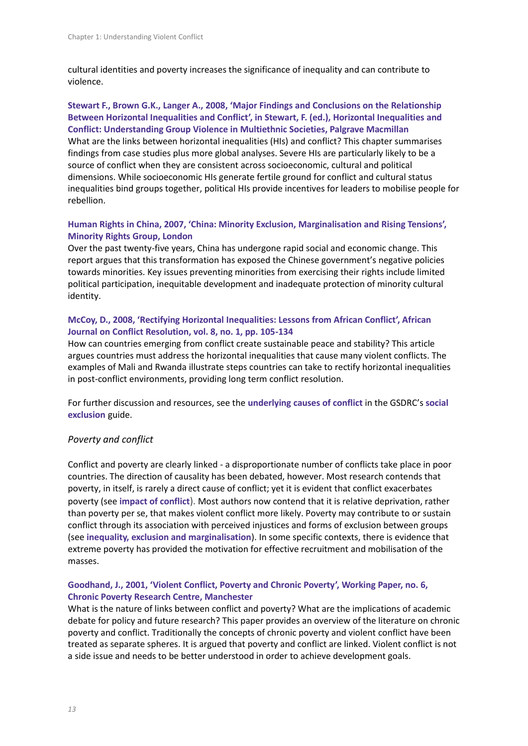cultural identities and poverty increases the significance of inequality and can contribute to violence.

**Stewart F., Brown G.K., Langer A., 2008, 'Major Findings and Conclusions on the Relationship Between Horizontal Inequalities and Conflict', in Stewart, F. (ed.), Horizontal Inequalities and Conflict: Understanding Group Violence in Multiethnic Societies, Palgrave Macmillan**
What are the links between horizontal inequalities (HIs) and conflict? This chapter summarises findings from case studies plus more global analyses. Severe HIs are particularly likely to be a source of conflict when they are consistent across socioeconomic, cultural and political dimensions. While socioeconomic HIs generate fertile ground for conflict and cultural status inequalities bind groups together, political HIs provide incentives for leaders to mobilise people for rebellion.

**Human Rights in China, 2007, 'China: Minority Exclusion, Marginalisation and Rising Tensions', Minority Rights Group, London**
Over the past twenty-five years, China has undergone rapid social and economic change. This report argues that this transformation has exposed the Chinese government's negative policies towards minorities. Key issues preventing minorities from exercising their rights include limited political participation, inequitable development and inadequate protection of minority cultural identity.

**McCoy, D., 2008, 'Rectifying Horizontal Inequalities: Lessons from African Conflict', African Journal on Conflict Resolution, vol. 8, no. 1, pp. 105-134**
How can countries emerging from conflict create sustainable peace and stability? This article argues countries must address the horizontal inequalities that cause many violent conflicts. The examples of Mali and Rwanda illustrate steps countries can take to rectify horizontal inequalities in post-conflict environments, providing long term conflict resolution.

For further discussion and resources, see the **underlying causes of conflict** in the GSDRC's **social exclusion** guide.

### *Poverty and conflict*

Conflict and poverty are clearly linked - a disproportionate number of conflicts take place in poor countries. The direction of causality has been debated, however. Most research contends that poverty, in itself, is rarely a direct cause of conflict; yet it is evident that conflict exacerbates poverty (see **impact of conflict**). Most authors now contend that it is relative deprivation, rather than poverty per se, that makes violent conflict more likely. Poverty may contribute to or sustain conflict through its association with perceived injustices and forms of exclusion between groups (see **inequality, exclusion and marginalisation**). In some specific contexts, there is evidence that extreme poverty has provided the motivation for effective recruitment and mobilisation of the masses.

**Goodhand, J., 2001, 'Violent Conflict, Poverty and Chronic Poverty', Working Paper, no. 6, Chronic Poverty Research Centre, Manchester**
What is the nature of links between conflict and poverty? What are the implications of academic debate for policy and future research? This paper provides an overview of the literature on chronic poverty and conflict. Traditionally the concepts of chronic poverty and violent conflict have been treated as separate spheres. It is argued that poverty and conflict are linked. Violent conflict is not a side issue and needs to be better understood in order to achieve development goals.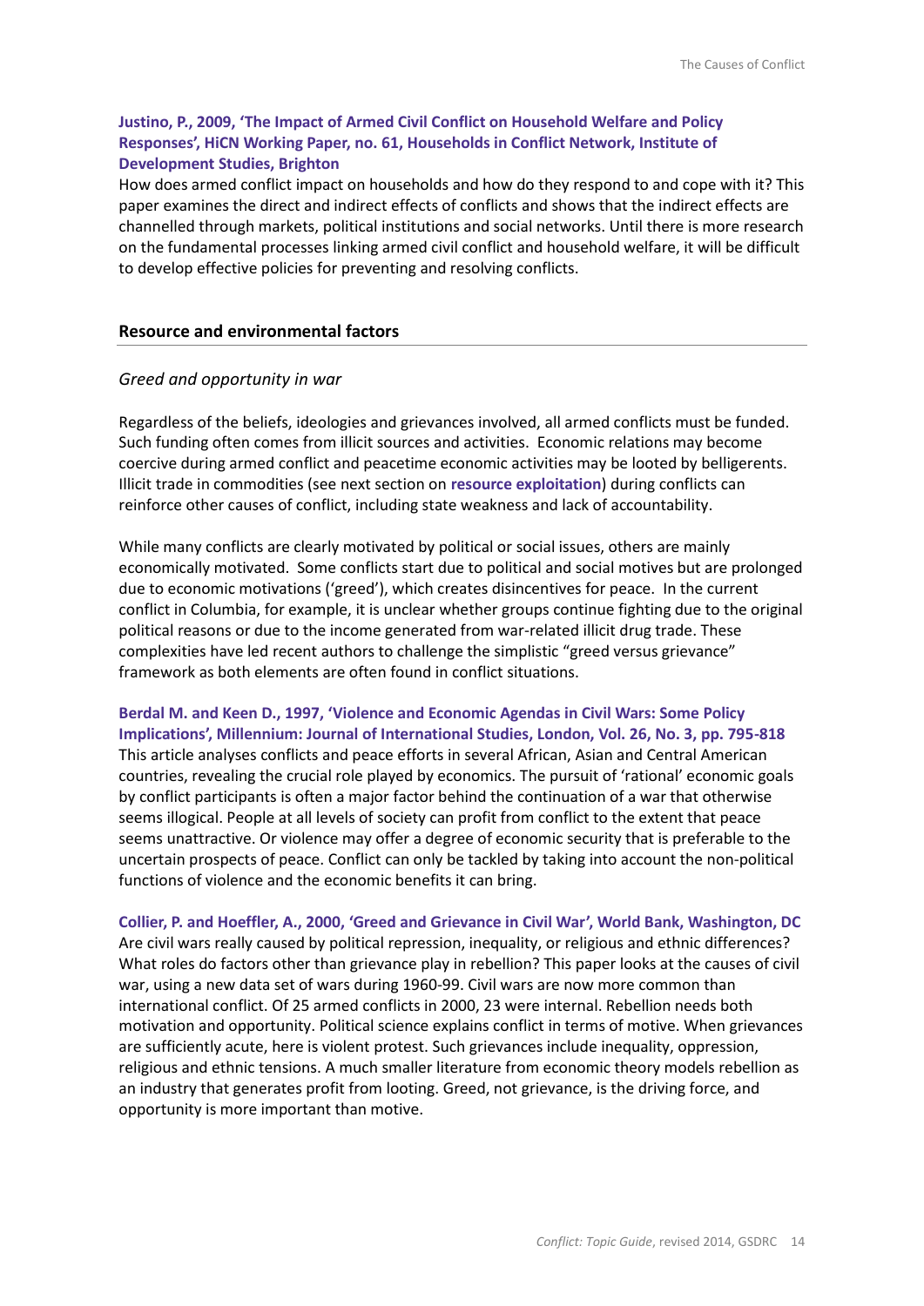**Justino, P., 2009, 'The Impact of Armed Civil Conflict on Household Welfare and Policy Responses', HiCN Working Paper, no. 61, Households in Conflict Network, Institute of Development Studies, Brighton**

How does armed conflict impact on households and how do they respond to and cope with it? This paper examines the direct and indirect effects of conflicts and shows that the indirect effects are channelled through markets, political institutions and social networks. Until there is more research on the fundamental processes linking armed civil conflict and household welfare, it will be difficult to develop effective policies for preventing and resolving conflicts.

## Resource and environmental factors

### *Greed and opportunity in war*

Regardless of the beliefs, ideologies and grievances involved, all armed conflicts must be funded. Such funding often comes from illicit sources and activities. Economic relations may become coercive during armed conflict and peacetime economic activities may be looted by belligerents. Illicit trade in commodities (see next section on **resource exploitation**) during conflicts can reinforce other causes of conflict, including state weakness and lack of accountability.

While many conflicts are clearly motivated by political or social issues, others are mainly economically motivated. Some conflicts start due to political and social motives but are prolonged due to economic motivations ('greed'), which creates disincentives for peace. In the current conflict in Columbia, for example, it is unclear whether groups continue fighting due to the original political reasons or due to the income generated from war-related illicit drug trade. These complexities have led recent authors to challenge the simplistic "greed versus grievance" framework as both elements are often found in conflict situations.

**Berdal M. and Keen D., 1997, 'Violence and Economic Agendas in Civil Wars: Some Policy Implications', Millennium: Journal of International Studies, London, Vol. 26, No. 3, pp. 795-818**

This article analyses conflicts and peace efforts in several African, Asian and Central American countries, revealing the crucial role played by economics. The pursuit of 'rational' economic goals by conflict participants is often a major factor behind the continuation of a war that otherwise seems illogical. People at all levels of society can profit from conflict to the extent that peace seems unattractive. Or violence may offer a degree of economic security that is preferable to the uncertain prospects of peace. Conflict can only be tackled by taking into account the non-political functions of violence and the economic benefits it can bring.

**Collier, P. and Hoeffler, A., 2000, 'Greed and Grievance in Civil War', World Bank, Washington, DC**

Are civil wars really caused by political repression, inequality, or religious and ethnic differences? What roles do factors other than grievance play in rebellion? This paper looks at the causes of civil war, using a new data set of wars during 1960-99. Civil wars are now more common than international conflict. Of 25 armed conflicts in 2000, 23 were internal. Rebellion needs both motivation and opportunity. Political science explains conflict in terms of motive. When grievances are sufficiently acute, here is violent protest. Such grievances include inequality, oppression, religious and ethnic tensions. A much smaller literature from economic theory models rebellion as an industry that generates profit from looting. Greed, not grievance, is the driving force, and opportunity is more important than motive.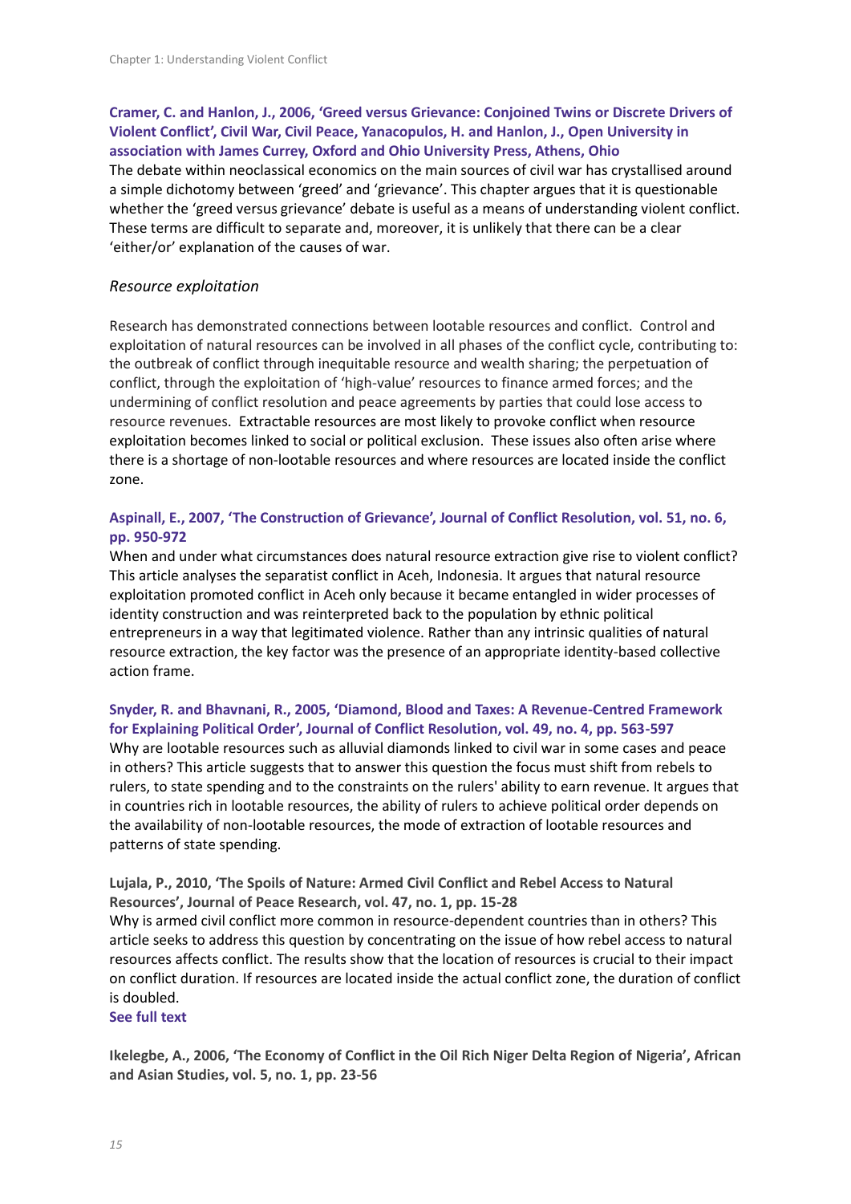**Cramer, C. and Hanlon, J., 2006, 'Greed versus Grievance: Conjoined Twins or Discrete Drivers of Violent Conflict', Civil War, Civil Peace, Yanacopulos, H. and Hanlon, J., Open University in association with James Currey, Oxford and Ohio University Press, Athens, Ohio**

The debate within neoclassical economics on the main sources of civil war has crystallised around a simple dichotomy between 'greed' and 'grievance'. This chapter argues that it is questionable whether the 'greed versus grievance' debate is useful as a means of understanding violent conflict. These terms are difficult to separate and, moreover, it is unlikely that there can be a clear 'either/or' explanation of the causes of war.

*Resource exploitation*

Research has demonstrated connections between lootable resources and conflict. Control and exploitation of natural resources can be involved in all phases of the conflict cycle, contributing to: the outbreak of conflict through inequitable resource and wealth sharing; the perpetuation of conflict, through the exploitation of 'high-value' resources to finance armed forces; and the undermining of conflict resolution and peace agreements by parties that could lose access to resource revenues. Extractable resources are most likely to provoke conflict when resource exploitation becomes linked to social or political exclusion. These issues also often arise where there is a shortage of non-lootable resources and where resources are located inside the conflict zone.

**Aspinall, E., 2007, 'The Construction of Grievance', Journal of Conflict Resolution, vol. 51, no. 6, pp. 950-972**

When and under what circumstances does natural resource extraction give rise to violent conflict? This article analyses the separatist conflict in Aceh, Indonesia. It argues that natural resource exploitation promoted conflict in Aceh only because it became entangled in wider processes of identity construction and was reinterpreted back to the population by ethnic political entrepreneurs in a way that legitimated violence. Rather than any intrinsic qualities of natural resource extraction, the key factor was the presence of an appropriate identity-based collective action frame.

**Snyder, R. and Bhavnani, R., 2005, 'Diamond, Blood and Taxes: A Revenue-Centred Framework for Explaining Political Order', Journal of Conflict Resolution, vol. 49, no. 4, pp. 563-597**

Why are lootable resources such as alluvial diamonds linked to civil war in some cases and peace in others? This article suggests that to answer this question the focus must shift from rebels to rulers, to state spending and to the constraints on the rulers' ability to earn revenue. It argues that in countries rich in lootable resources, the ability of rulers to achieve political order depends on the availability of non-lootable resources, the mode of extraction of lootable resources and patterns of state spending.

**Lujala, P., 2010, 'The Spoils of Nature: Armed Civil Conflict and Rebel Access to Natural Resources', Journal of Peace Research, vol. 47, no. 1, pp. 15-28**

Why is armed civil conflict more common in resource-dependent countries than in others? This article seeks to address this question by concentrating on the issue of how rebel access to natural resources affects conflict. The results show that the location of resources is crucial to their impact on conflict duration. If resources are located inside the actual conflict zone, the duration of conflict is doubled.

**See full text**

**Ikelegbe, A., 2006, 'The Economy of Conflict in the Oil Rich Niger Delta Region of Nigeria', African and Asian Studies, vol. 5, no. 1, pp. 23-56**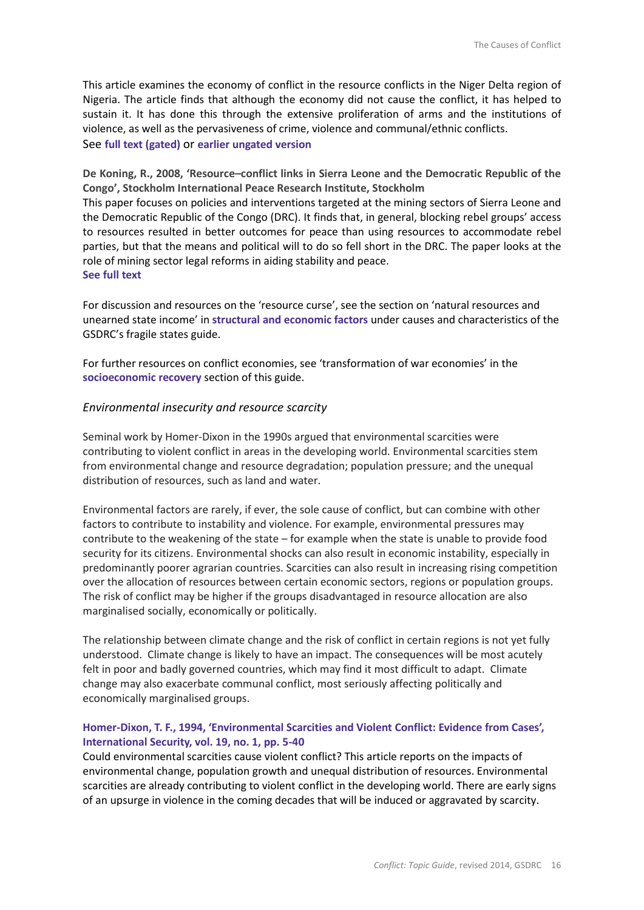This article examines the economy of conflict in the resource conflicts in the Niger Delta region of Nigeria. The article finds that although the economy did not cause the conflict, it has helped to sustain it. It has done this through the extensive proliferation of arms and the institutions of violence, as well as the pervasiveness of crime, violence and communal/ethnic conflicts.
See **full text (gated)** or **earlier ungated version**

**De Koning, R., 2008, 'Resource–conflict links in Sierra Leone and the Democratic Republic of the Congo', Stockholm International Peace Research Institute, Stockholm**
This paper focuses on policies and interventions targeted at the mining sectors of Sierra Leone and the Democratic Republic of the Congo (DRC). It finds that, in general, blocking rebel groups' access to resources resulted in better outcomes for peace than using resources to accommodate rebel parties, but that the means and political will to do so fell short in the DRC. The paper looks at the role of mining sector legal reforms in aiding stability and peace.
**See full text**

For discussion and resources on the 'resource curse', see the section on 'natural resources and unearned state income' in **structural and economic factors** under causes and characteristics of the GSDRC's fragile states guide.

For further resources on conflict economies, see 'transformation of war economies' in the **socioeconomic recovery** section of this guide.

### *Environmental insecurity and resource scarcity*

Seminal work by Homer-Dixon in the 1990s argued that environmental scarcities were contributing to violent conflict in areas in the developing world. Environmental scarcities stem from environmental change and resource degradation; population pressure; and the unequal distribution of resources, such as land and water.

Environmental factors are rarely, if ever, the sole cause of conflict, but can combine with other factors to contribute to instability and violence. For example, environmental pressures may contribute to the weakening of the state – for example when the state is unable to provide food security for its citizens. Environmental shocks can also result in economic instability, especially in predominantly poorer agrarian countries. Scarcities can also result in increasing rising competition over the allocation of resources between certain economic sectors, regions or population groups. The risk of conflict may be higher if the groups disadvantaged in resource allocation are also marginalised socially, economically or politically.

The relationship between climate change and the risk of conflict in certain regions is not yet fully understood. Climate change is likely to have an impact. The consequences will be most acutely felt in poor and badly governed countries, which may find it most difficult to adapt. Climate change may also exacerbate communal conflict, most seriously affecting politically and economically marginalised groups.

**Homer-Dixon, T. F., 1994, 'Environmental Scarcities and Violent Conflict: Evidence from Cases', International Security, vol. 19, no. 1, pp. 5-40**
Could environmental scarcities cause violent conflict? This article reports on the impacts of environmental change, population growth and unequal distribution of resources. Environmental scarcities are already contributing to violent conflict in the developing world. There are early signs of an upsurge in violence in the coming decades that will be induced or aggravated by scarcity.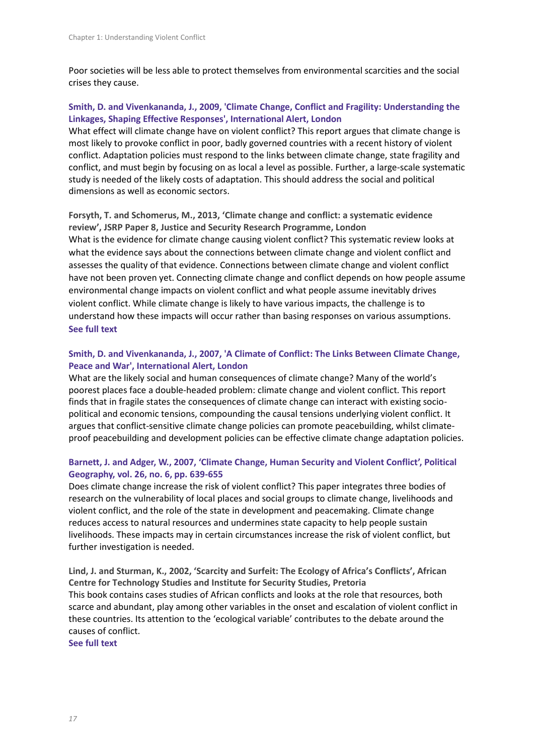Poor societies will be less able to protect themselves from environmental scarcities and the social crises they cause.

**Smith, D. and Vivenkananda, J., 2009, 'Climate Change, Conflict and Fragility: Understanding the Linkages, Shaping Effective Responses', International Alert, London**

What effect will climate change have on violent conflict? This report argues that climate change is most likely to provoke conflict in poor, badly governed countries with a recent history of violent conflict. Adaptation policies must respond to the links between climate change, state fragility and conflict, and must begin by focusing on as local a level as possible. Further, a large-scale systematic study is needed of the likely costs of adaptation. This should address the social and political dimensions as well as economic sectors.

**Forsyth, T. and Schomerus, M., 2013, 'Climate change and conflict: a systematic evidence review', JSRP Paper 8, Justice and Security Research Programme, London**

What is the evidence for climate change causing violent conflict? This systematic review looks at what the evidence says about the connections between climate change and violent conflict and assesses the quality of that evidence. Connections between climate change and violent conflict have not been proven yet. Connecting climate change and conflict depends on how people assume environmental change impacts on violent conflict and what people assume inevitably drives violent conflict. While climate change is likely to have various impacts, the challenge is to understand how these impacts will occur rather than basing responses on various assumptions.

**See full text**

**Smith, D. and Vivenkananda, J., 2007, 'A Climate of Conflict: The Links Between Climate Change, Peace and War', International Alert, London**

What are the likely social and human consequences of climate change? Many of the world's poorest places face a double-headed problem: climate change and violent conflict. This report finds that in fragile states the consequences of climate change can interact with existing socio-political and economic tensions, compounding the causal tensions underlying violent conflict. It argues that conflict-sensitive climate change policies can promote peacebuilding, whilst climate-proof peacebuilding and development policies can be effective climate change adaptation policies.

**Barnett, J. and Adger, W., 2007, 'Climate Change, Human Security and Violent Conflict', Political Geography, vol. 26, no. 6, pp. 639-655**

Does climate change increase the risk of violent conflict? This paper integrates three bodies of research on the vulnerability of local places and social groups to climate change, livelihoods and violent conflict, and the role of the state in development and peacemaking. Climate change reduces access to natural resources and undermines state capacity to help people sustain livelihoods. These impacts may in certain circumstances increase the risk of violent conflict, but further investigation is needed.

**Lind, J. and Sturman, K., 2002, 'Scarcity and Surfeit: The Ecology of Africa's Conflicts', African Centre for Technology Studies and Institute for Security Studies, Pretoria**

This book contains cases studies of African conflicts and looks at the role that resources, both scarce and abundant, play among other variables in the onset and escalation of violent conflict in these countries. Its attention to the 'ecological variable' contributes to the debate around the causes of conflict.

**See full text**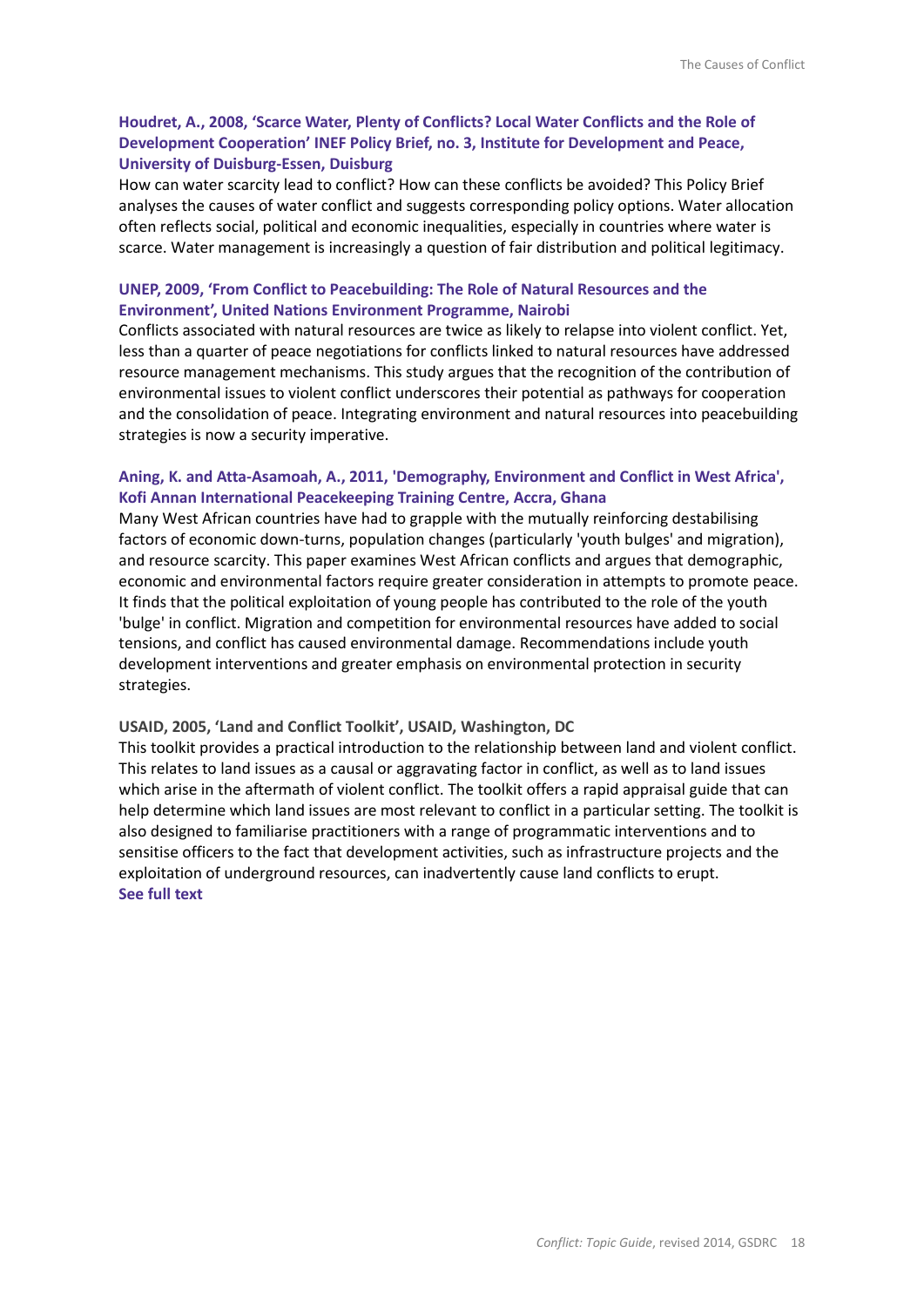**Houdret, A., 2008, 'Scarce Water, Plenty of Conflicts? Local Water Conflicts and the Role of Development Cooperation' INEF Policy Brief, no. 3, Institute for Development and Peace, University of Duisburg-Essen, Duisburg**

How can water scarcity lead to conflict? How can these conflicts be avoided? This Policy Brief analyses the causes of water conflict and suggests corresponding policy options. Water allocation often reflects social, political and economic inequalities, especially in countries where water is scarce. Water management is increasingly a question of fair distribution and political legitimacy.

**UNEP, 2009, 'From Conflict to Peacebuilding: The Role of Natural Resources and the Environment', United Nations Environment Programme, Nairobi**

Conflicts associated with natural resources are twice as likely to relapse into violent conflict. Yet, less than a quarter of peace negotiations for conflicts linked to natural resources have addressed resource management mechanisms. This study argues that the recognition of the contribution of environmental issues to violent conflict underscores their potential as pathways for cooperation and the consolidation of peace. Integrating environment and natural resources into peacebuilding strategies is now a security imperative.

**Aning, K. and Atta-Asamoah, A., 2011, 'Demography, Environment and Conflict in West Africa', Kofi Annan International Peacekeeping Training Centre, Accra, Ghana**

Many West African countries have had to grapple with the mutually reinforcing destabilising factors of economic down-turns, population changes (particularly 'youth bulges' and migration), and resource scarcity. This paper examines West African conflicts and argues that demographic, economic and environmental factors require greater consideration in attempts to promote peace. It finds that the political exploitation of young people has contributed to the role of the youth 'bulge' in conflict. Migration and competition for environmental resources have added to social tensions, and conflict has caused environmental damage. Recommendations include youth development interventions and greater emphasis on environmental protection in security strategies.

**USAID, 2005, 'Land and Conflict Toolkit', USAID, Washington, DC**

This toolkit provides a practical introduction to the relationship between land and violent conflict. This relates to land issues as a causal or aggravating factor in conflict, as well as to land issues which arise in the aftermath of violent conflict. The toolkit offers a rapid appraisal guide that can help determine which land issues are most relevant to conflict in a particular setting. The toolkit is also designed to familiarise practitioners with a range of programmatic interventions and to sensitise officers to the fact that development activities, such as infrastructure projects and the exploitation of underground resources, can inadvertently cause land conflicts to erupt.

**See full text**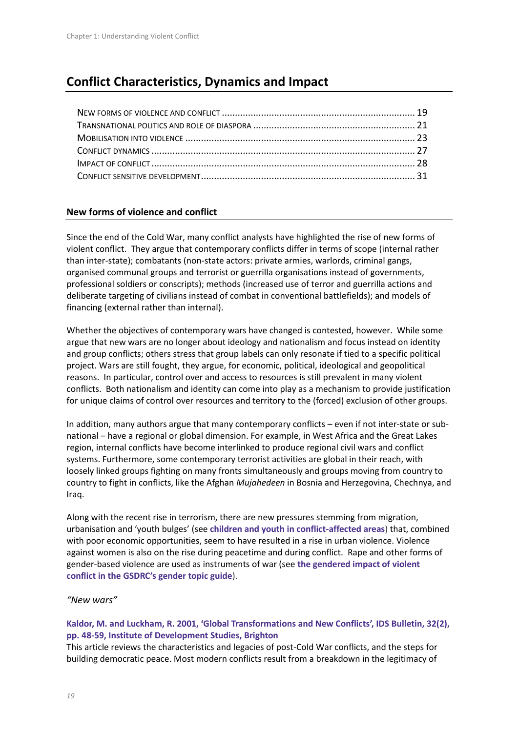## Conflict Characteristics, Dynamics and Impact

NEW FORMS OF VIOLENCE AND CONFLICT ........................................................................ 19
TRANSNATIONAL POLITICS AND ROLE OF DIASPORA ............................................................ 21
MOBILISATION INTO VIOLENCE ........................................................................................ 23
CONFLICT DYNAMICS ...................................................................................................... 27
IMPACT OF CONFLICT ...................................................................................................... 28
CONFLICT SENSITIVE DEVELOPMENT................................................................................. 31

### New forms of violence and conflict

Since the end of the Cold War, many conflict analysts have highlighted the rise of new forms of violent conflict. They argue that contemporary conflicts differ in terms of scope (internal rather than inter-state); combatants (non-state actors: private armies, warlords, criminal gangs, organised communal groups and terrorist or guerrilla organisations instead of governments, professional soldiers or conscripts); methods (increased use of terror and guerrilla actions and deliberate targeting of civilians instead of combat in conventional battlefields); and models of financing (external rather than internal).

Whether the objectives of contemporary wars have changed is contested, however. While some argue that new wars are no longer about ideology and nationalism and focus instead on identity and group conflicts; others stress that group labels can only resonate if tied to a specific political project. Wars are still fought, they argue, for economic, political, ideological and geopolitical reasons. In particular, control over and access to resources is still prevalent in many violent conflicts. Both nationalism and identity can come into play as a mechanism to provide justification for unique claims of control over resources and territory to the (forced) exclusion of other groups.

In addition, many authors argue that many contemporary conflicts – even if not inter-state or sub-national – have a regional or global dimension. For example, in West Africa and the Great Lakes region, internal conflicts have become interlinked to produce regional civil wars and conflict systems. Furthermore, some contemporary terrorist activities are global in their reach, with loosely linked groups fighting on many fronts simultaneously and groups moving from country to country to fight in conflicts, like the Afghan *Mujahedeen* in Bosnia and Herzegovina, Chechnya, and Iraq.

Along with the recent rise in terrorism, there are new pressures stemming from migration, urbanisation and 'youth bulges' (see **children and youth in conflict-affected areas**) that, combined with poor economic opportunities, seem to have resulted in a rise in urban violence. Violence against women is also on the rise during peacetime and during conflict. Rape and other forms of gender-based violence are used as instruments of war (see **the gendered impact of violent conflict in the GSDRC's gender topic guide**).

*"New wars"*

**Kaldor, M. and Luckham, R. 2001, 'Global Transformations and New Conflicts', IDS Bulletin, 32(2), pp. 48-59, Institute of Development Studies, Brighton**
This article reviews the characteristics and legacies of post-Cold War conflicts, and the steps for building democratic peace. Most modern conflicts result from a breakdown in the legitimacy of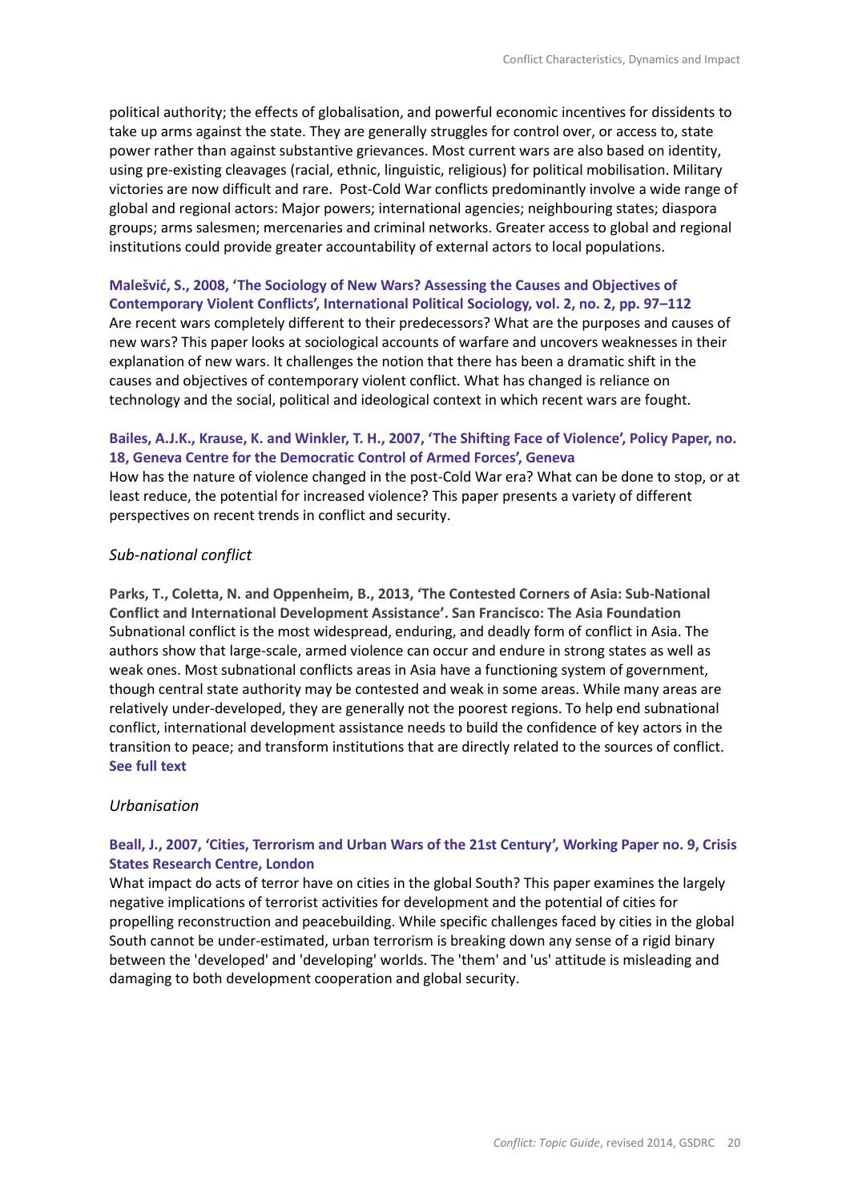political authority; the effects of globalisation, and powerful economic incentives for dissidents to take up arms against the state. They are generally struggles for control over, or access to, state power rather than against substantive grievances. Most current wars are also based on identity, using pre-existing cleavages (racial, ethnic, linguistic, religious) for political mobilisation. Military victories are now difficult and rare. Post-Cold War conflicts predominantly involve a wide range of global and regional actors: Major powers; international agencies; neighbouring states; diaspora groups; arms salesmen; mercenaries and criminal networks. Greater access to global and regional institutions could provide greater accountability of external actors to local populations.

**Malešvić, S., 2008, 'The Sociology of New Wars? Assessing the Causes and Objectives of Contemporary Violent Conflicts', International Political Sociology, vol. 2, no. 2, pp. 97–112**
Are recent wars completely different to their predecessors? What are the purposes and causes of new wars? This paper looks at sociological accounts of warfare and uncovers weaknesses in their explanation of new wars. It challenges the notion that there has been a dramatic shift in the causes and objectives of contemporary violent conflict. What has changed is reliance on technology and the social, political and ideological context in which recent wars are fought.

**Bailes, A.J.K., Krause, K. and Winkler, T. H., 2007, 'The Shifting Face of Violence', Policy Paper, no. 18, Geneva Centre for the Democratic Control of Armed Forces', Geneva**
How has the nature of violence changed in the post-Cold War era? What can be done to stop, or at least reduce, the potential for increased violence? This paper presents a variety of different perspectives on recent trends in conflict and security.

### *Sub-national conflict*

**Parks, T., Coletta, N. and Oppenheim, B., 2013, 'The Contested Corners of Asia: Sub-National Conflict and International Development Assistance'. San Francisco: The Asia Foundation**
Subnational conflict is the most widespread, enduring, and deadly form of conflict in Asia. The authors show that large-scale, armed violence can occur and endure in strong states as well as weak ones. Most subnational conflicts areas in Asia have a functioning system of government, though central state authority may be contested and weak in some areas. While many areas are relatively under-developed, they are generally not the poorest regions. To help end subnational conflict, international development assistance needs to build the confidence of key actors in the transition to peace; and transform institutions that are directly related to the sources of conflict.
**See full text**

### *Urbanisation*

**Beall, J., 2007, 'Cities, Terrorism and Urban Wars of the 21st Century', Working Paper no. 9, Crisis States Research Centre, London**
What impact do acts of terror have on cities in the global South? This paper examines the largely negative implications of terrorist activities for development and the potential of cities for propelling reconstruction and peacebuilding. While specific challenges faced by cities in the global South cannot be under-estimated, urban terrorism is breaking down any sense of a rigid binary between the 'developed' and 'developing' worlds. The 'them' and 'us' attitude is misleading and damaging to both development cooperation and global security.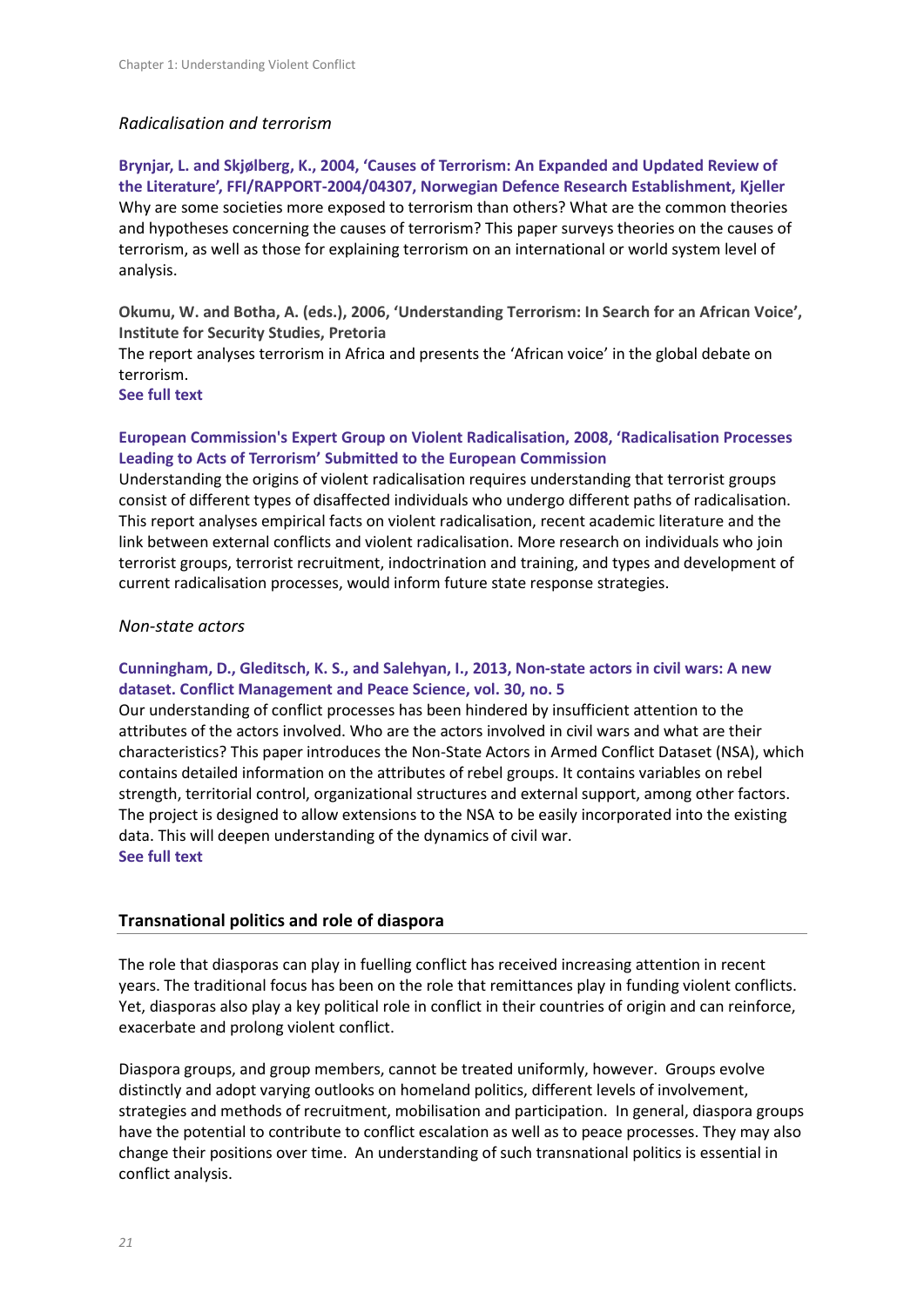*Radicalisation and terrorism*

**Brynjar, L. and Skjølberg, K., 2004, 'Causes of Terrorism: An Expanded and Updated Review of the Literature', FFI/RAPPORT-2004/04307, Norwegian Defence Research Establishment, Kjeller**
Why are some societies more exposed to terrorism than others? What are the common theories and hypotheses concerning the causes of terrorism? This paper surveys theories on the causes of terrorism, as well as those for explaining terrorism on an international or world system level of analysis.

**Okumu, W. and Botha, A. (eds.), 2006, 'Understanding Terrorism: In Search for an African Voice', Institute for Security Studies, Pretoria**
The report analyses terrorism in Africa and presents the 'African voice' in the global debate on terrorism.
**See full text**

**European Commission's Expert Group on Violent Radicalisation, 2008, 'Radicalisation Processes Leading to Acts of Terrorism' Submitted to the European Commission**
Understanding the origins of violent radicalisation requires understanding that terrorist groups consist of different types of disaffected individuals who undergo different paths of radicalisation. This report analyses empirical facts on violent radicalisation, recent academic literature and the link between external conflicts and violent radicalisation. More research on individuals who join terrorist groups, terrorist recruitment, indoctrination and training, and types and development of current radicalisation processes, would inform future state response strategies.

*Non-state actors*

**Cunningham, D., Gleditsch, K. S., and Salehyan, I., 2013, Non-state actors in civil wars: A new dataset. Conflict Management and Peace Science, vol. 30, no. 5**
Our understanding of conflict processes has been hindered by insufficient attention to the attributes of the actors involved. Who are the actors involved in civil wars and what are their characteristics? This paper introduces the Non-State Actors in Armed Conflict Dataset (NSA), which contains detailed information on the attributes of rebel groups. It contains variables on rebel strength, territorial control, organizational structures and external support, among other factors. The project is designed to allow extensions to the NSA to be easily incorporated into the existing data. This will deepen understanding of the dynamics of civil war.
**See full text**

## Transnational politics and role of diaspora

The role that diasporas can play in fuelling conflict has received increasing attention in recent years. The traditional focus has been on the role that remittances play in funding violent conflicts. Yet, diasporas also play a key political role in conflict in their countries of origin and can reinforce, exacerbate and prolong violent conflict.

Diaspora groups, and group members, cannot be treated uniformly, however. Groups evolve distinctly and adopt varying outlooks on homeland politics, different levels of involvement, strategies and methods of recruitment, mobilisation and participation. In general, diaspora groups have the potential to contribute to conflict escalation as well as to peace processes. They may also change their positions over time. An understanding of such transnational politics is essential in conflict analysis.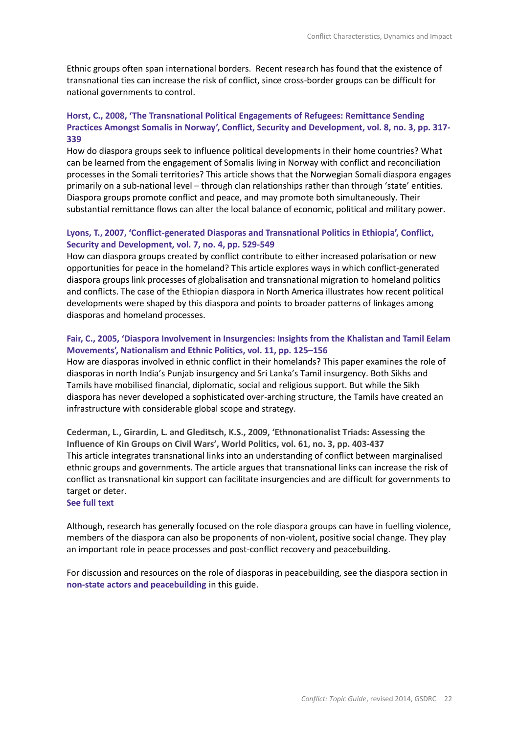Ethnic groups often span international borders. Recent research has found that the existence of transnational ties can increase the risk of conflict, since cross-border groups can be difficult for national governments to control.

**Horst, C., 2008, 'The Transnational Political Engagements of Refugees: Remittance Sending Practices Amongst Somalis in Norway', Conflict, Security and Development, vol. 8, no. 3, pp. 317-339**

How do diaspora groups seek to influence political developments in their home countries? What can be learned from the engagement of Somalis living in Norway with conflict and reconciliation processes in the Somali territories? This article shows that the Norwegian Somali diaspora engages primarily on a sub-national level – through clan relationships rather than through 'state' entities. Diaspora groups promote conflict and peace, and may promote both simultaneously. Their substantial remittance flows can alter the local balance of economic, political and military power.

**Lyons, T., 2007, 'Conflict-generated Diasporas and Transnational Politics in Ethiopia', Conflict, Security and Development, vol. 7, no. 4, pp. 529-549**

How can diaspora groups created by conflict contribute to either increased polarisation or new opportunities for peace in the homeland? This article explores ways in which conflict-generated diaspora groups link processes of globalisation and transnational migration to homeland politics and conflicts. The case of the Ethiopian diaspora in North America illustrates how recent political developments were shaped by this diaspora and points to broader patterns of linkages among diasporas and homeland processes.

**Fair, C., 2005, 'Diaspora Involvement in Insurgencies: Insights from the Khalistan and Tamil Eelam Movements', Nationalism and Ethnic Politics, vol. 11, pp. 125–156**

How are diasporas involved in ethnic conflict in their homelands? This paper examines the role of diasporas in north India's Punjab insurgency and Sri Lanka's Tamil insurgency. Both Sikhs and Tamils have mobilised financial, diplomatic, social and religious support. But while the Sikh diaspora has never developed a sophisticated over-arching structure, the Tamils have created an infrastructure with considerable global scope and strategy.

**Cederman, L., Girardin, L. and Gleditsch, K.S., 2009, 'Ethnonationalist Triads: Assessing the Influence of Kin Groups on Civil Wars', World Politics, vol. 61, no. 3, pp. 403-437**

This article integrates transnational links into an understanding of conflict between marginalised ethnic groups and governments. The article argues that transnational links can increase the risk of conflict as transnational kin support can facilitate insurgencies and are difficult for governments to target or deter.

**See full text**

Although, research has generally focused on the role diaspora groups can have in fuelling violence, members of the diaspora can also be proponents of non-violent, positive social change. They play an important role in peace processes and post-conflict recovery and peacebuilding.

For discussion and resources on the role of diasporas in peacebuilding, see the diaspora section in **non-state actors and peacebuilding** in this guide.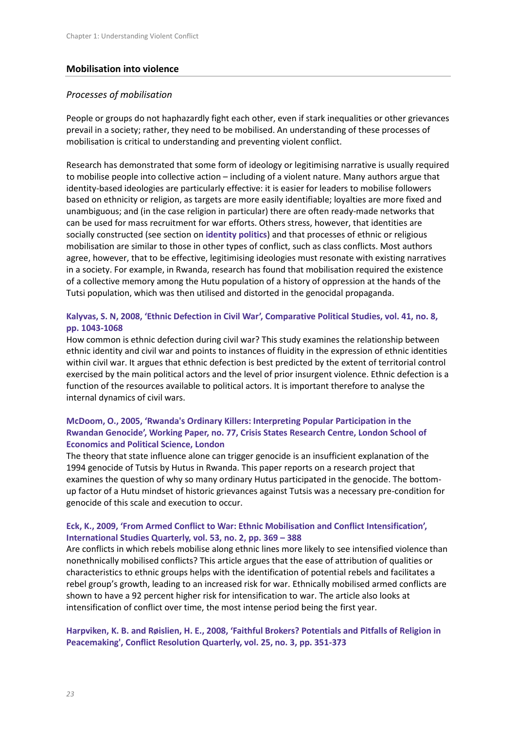## Mobilisation into violence

### *Processes of mobilisation*

People or groups do not haphazardly fight each other, even if stark inequalities or other grievances prevail in a society; rather, they need to be mobilised. An understanding of these processes of mobilisation is critical to understanding and preventing violent conflict.

Research has demonstrated that some form of ideology or legitimising narrative is usually required to mobilise people into collective action – including of a violent nature. Many authors argue that identity-based ideologies are particularly effective: it is easier for leaders to mobilise followers based on ethnicity or religion, as targets are more easily identifiable; loyalties are more fixed and unambiguous; and (in the case religion in particular) there are often ready-made networks that can be used for mass recruitment for war efforts. Others stress, however, that identities are socially constructed (see section on **identity politics**) and that processes of ethnic or religious mobilisation are similar to those in other types of conflict, such as class conflicts. Most authors agree, however, that to be effective, legitimising ideologies must resonate with existing narratives in a society. For example, in Rwanda, research has found that mobilisation required the existence of a collective memory among the Hutu population of a history of oppression at the hands of the Tutsi population, which was then utilised and distorted in the genocidal propaganda.

**Kalyvas, S. N, 2008, 'Ethnic Defection in Civil War', Comparative Political Studies, vol. 41, no. 8, pp. 1043-1068**

How common is ethnic defection during civil war? This study examines the relationship between ethnic identity and civil war and points to instances of fluidity in the expression of ethnic identities within civil war. It argues that ethnic defection is best predicted by the extent of territorial control exercised by the main political actors and the level of prior insurgent violence. Ethnic defection is a function of the resources available to political actors. It is important therefore to analyse the internal dynamics of civil wars.

**McDoom, O., 2005, 'Rwanda's Ordinary Killers: Interpreting Popular Participation in the Rwandan Genocide', Working Paper, no. 77, Crisis States Research Centre, London School of Economics and Political Science, London**

The theory that state influence alone can trigger genocide is an insufficient explanation of the 1994 genocide of Tutsis by Hutus in Rwanda. This paper reports on a research project that examines the question of why so many ordinary Hutus participated in the genocide. The bottom-up factor of a Hutu mindset of historic grievances against Tutsis was a necessary pre-condition for genocide of this scale and execution to occur.

**Eck, K., 2009, 'From Armed Conflict to War: Ethnic Mobilisation and Conflict Intensification', International Studies Quarterly, vol. 53, no. 2, pp. 369 – 388**

Are conflicts in which rebels mobilise along ethnic lines more likely to see intensified violence than nonethnically mobilised conflicts? This article argues that the ease of attribution of qualities or characteristics to ethnic groups helps with the identification of potential rebels and facilitates a rebel group's growth, leading to an increased risk for war. Ethnically mobilised armed conflicts are shown to have a 92 percent higher risk for intensification to war. The article also looks at intensification of conflict over time, the most intense period being the first year.

**Harpviken, K. B. and Røislien, H. E., 2008, 'Faithful Brokers? Potentials and Pitfalls of Religion in Peacemaking', Conflict Resolution Quarterly, vol. 25, no. 3, pp. 351-373**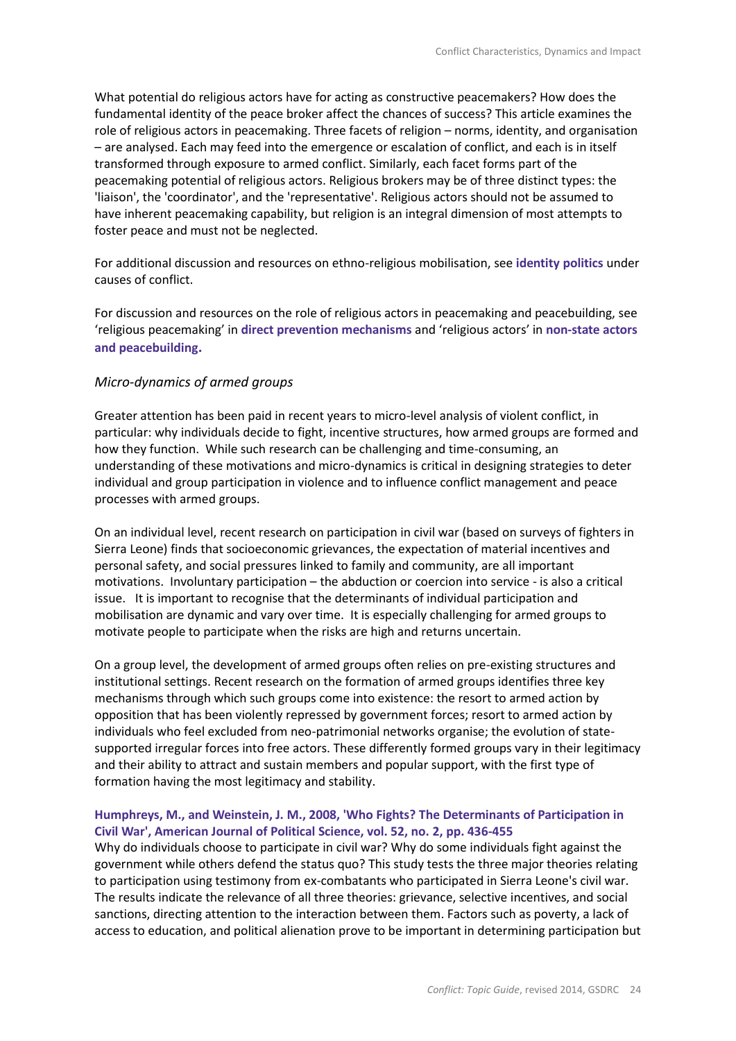What potential do religious actors have for acting as constructive peacemakers? How does the fundamental identity of the peace broker affect the chances of success? This article examines the role of religious actors in peacemaking. Three facets of religion – norms, identity, and organisation – are analysed. Each may feed into the emergence or escalation of conflict, and each is in itself transformed through exposure to armed conflict. Similarly, each facet forms part of the peacemaking potential of religious actors. Religious brokers may be of three distinct types: the 'liaison', the 'coordinator', and the 'representative'. Religious actors should not be assumed to have inherent peacemaking capability, but religion is an integral dimension of most attempts to foster peace and must not be neglected.

For additional discussion and resources on ethno-religious mobilisation, see **identity politics** under causes of conflict.

For discussion and resources on the role of religious actors in peacemaking and peacebuilding, see 'religious peacemaking' in **direct prevention mechanisms** and 'religious actors' in **non-state actors and peacebuilding.**

### *Micro-dynamics of armed groups*

Greater attention has been paid in recent years to micro-level analysis of violent conflict, in particular: why individuals decide to fight, incentive structures, how armed groups are formed and how they function. While such research can be challenging and time-consuming, an understanding of these motivations and micro-dynamics is critical in designing strategies to deter individual and group participation in violence and to influence conflict management and peace processes with armed groups.

On an individual level, recent research on participation in civil war (based on surveys of fighters in Sierra Leone) finds that socioeconomic grievances, the expectation of material incentives and personal safety, and social pressures linked to family and community, are all important motivations. Involuntary participation – the abduction or coercion into service - is also a critical issue. It is important to recognise that the determinants of individual participation and mobilisation are dynamic and vary over time. It is especially challenging for armed groups to motivate people to participate when the risks are high and returns uncertain.

On a group level, the development of armed groups often relies on pre-existing structures and institutional settings. Recent research on the formation of armed groups identifies three key mechanisms through which such groups come into existence: the resort to armed action by opposition that has been violently repressed by government forces; resort to armed action by individuals who feel excluded from neo-patrimonial networks organise; the evolution of state-supported irregular forces into free actors. These differently formed groups vary in their legitimacy and their ability to attract and sustain members and popular support, with the first type of formation having the most legitimacy and stability.

**Humphreys, M., and Weinstein, J. M., 2008, 'Who Fights? The Determinants of Participation in Civil War', American Journal of Political Science, vol. 52, no. 2, pp. 436-455**
Why do individuals choose to participate in civil war? Why do some individuals fight against the government while others defend the status quo? This study tests the three major theories relating to participation using testimony from ex-combatants who participated in Sierra Leone's civil war. The results indicate the relevance of all three theories: grievance, selective incentives, and social sanctions, directing attention to the interaction between them. Factors such as poverty, a lack of access to education, and political alienation prove to be important in determining participation but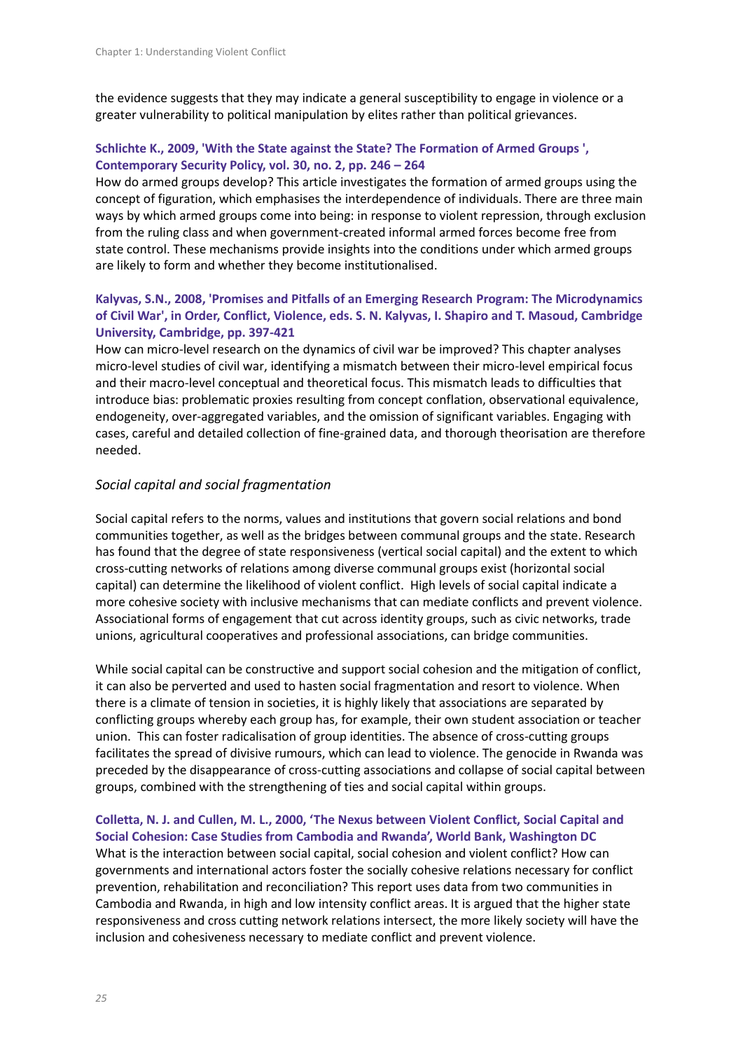the evidence suggests that they may indicate a general susceptibility to engage in violence or a greater vulnerability to political manipulation by elites rather than political grievances.

**Schlichte K., 2009, 'With the State against the State? The Formation of Armed Groups ', Contemporary Security Policy, vol. 30, no. 2, pp. 246 – 264**

How do armed groups develop? This article investigates the formation of armed groups using the concept of figuration, which emphasises the interdependence of individuals. There are three main ways by which armed groups come into being: in response to violent repression, through exclusion from the ruling class and when government-created informal armed forces become free from state control. These mechanisms provide insights into the conditions under which armed groups are likely to form and whether they become institutionalised.

**Kalyvas, S.N., 2008, 'Promises and Pitfalls of an Emerging Research Program: The Microdynamics of Civil War', in Order, Conflict, Violence, eds. S. N. Kalyvas, I. Shapiro and T. Masoud, Cambridge University, Cambridge, pp. 397-421**

How can micro-level research on the dynamics of civil war be improved? This chapter analyses micro-level studies of civil war, identifying a mismatch between their micro-level empirical focus and their macro-level conceptual and theoretical focus. This mismatch leads to difficulties that introduce bias: problematic proxies resulting from concept conflation, observational equivalence, endogeneity, over-aggregated variables, and the omission of significant variables. Engaging with cases, careful and detailed collection of fine-grained data, and thorough theorisation are therefore needed.

### *Social capital and social fragmentation*

Social capital refers to the norms, values and institutions that govern social relations and bond communities together, as well as the bridges between communal groups and the state. Research has found that the degree of state responsiveness (vertical social capital) and the extent to which cross-cutting networks of relations among diverse communal groups exist (horizontal social capital) can determine the likelihood of violent conflict. High levels of social capital indicate a more cohesive society with inclusive mechanisms that can mediate conflicts and prevent violence. Associational forms of engagement that cut across identity groups, such as civic networks, trade unions, agricultural cooperatives and professional associations, can bridge communities.

While social capital can be constructive and support social cohesion and the mitigation of conflict, it can also be perverted and used to hasten social fragmentation and resort to violence. When there is a climate of tension in societies, it is highly likely that associations are separated by conflicting groups whereby each group has, for example, their own student association or teacher union. This can foster radicalisation of group identities. The absence of cross-cutting groups facilitates the spread of divisive rumours, which can lead to violence. The genocide in Rwanda was preceded by the disappearance of cross-cutting associations and collapse of social capital between groups, combined with the strengthening of ties and social capital within groups.

**Colletta, N. J. and Cullen, M. L., 2000, 'The Nexus between Violent Conflict, Social Capital and Social Cohesion: Case Studies from Cambodia and Rwanda', World Bank, Washington DC**

What is the interaction between social capital, social cohesion and violent conflict? How can governments and international actors foster the socially cohesive relations necessary for conflict prevention, rehabilitation and reconciliation? This report uses data from two communities in Cambodia and Rwanda, in high and low intensity conflict areas. It is argued that the higher state responsiveness and cross cutting network relations intersect, the more likely society will have the inclusion and cohesiveness necessary to mediate conflict and prevent violence.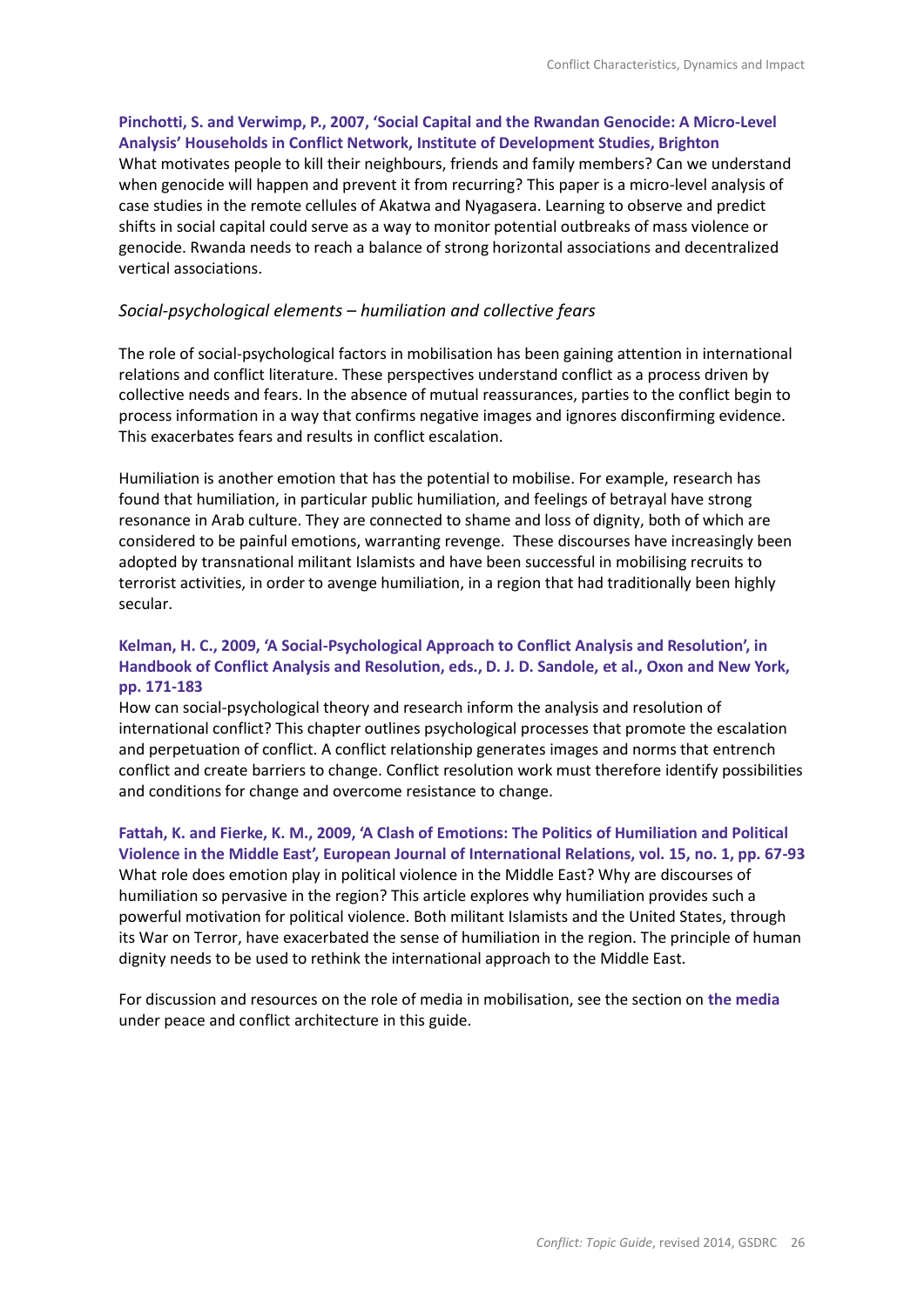**Pinchotti, S. and Verwimp, P., 2007, 'Social Capital and the Rwandan Genocide: A Micro-Level Analysis' Households in Conflict Network, Institute of Development Studies, Brighton**
What motivates people to kill their neighbours, friends and family members? Can we understand when genocide will happen and prevent it from recurring? This paper is a micro-level analysis of case studies in the remote cellules of Akatwa and Nyagasera. Learning to observe and predict shifts in social capital could serve as a way to monitor potential outbreaks of mass violence or genocide. Rwanda needs to reach a balance of strong horizontal associations and decentralized vertical associations.

### *Social-psychological elements – humiliation and collective fears*

The role of social-psychological factors in mobilisation has been gaining attention in international relations and conflict literature. These perspectives understand conflict as a process driven by collective needs and fears. In the absence of mutual reassurances, parties to the conflict begin to process information in a way that confirms negative images and ignores disconfirming evidence. This exacerbates fears and results in conflict escalation.

Humiliation is another emotion that has the potential to mobilise. For example, research has found that humiliation, in particular public humiliation, and feelings of betrayal have strong resonance in Arab culture. They are connected to shame and loss of dignity, both of which are considered to be painful emotions, warranting revenge. These discourses have increasingly been adopted by transnational militant Islamists and have been successful in mobilising recruits to terrorist activities, in order to avenge humiliation, in a region that had traditionally been highly secular.

**Kelman, H. C., 2009, 'A Social-Psychological Approach to Conflict Analysis and Resolution', in Handbook of Conflict Analysis and Resolution, eds., D. J. D. Sandole, et al., Oxon and New York, pp. 171-183**
How can social-psychological theory and research inform the analysis and resolution of international conflict? This chapter outlines psychological processes that promote the escalation and perpetuation of conflict. A conflict relationship generates images and norms that entrench conflict and create barriers to change. Conflict resolution work must therefore identify possibilities and conditions for change and overcome resistance to change.

**Fattah, K. and Fierke, K. M., 2009, 'A Clash of Emotions: The Politics of Humiliation and Political Violence in the Middle East', European Journal of International Relations, vol. 15, no. 1, pp. 67-93**
What role does emotion play in political violence in the Middle East? Why are discourses of humiliation so pervasive in the region? This article explores why humiliation provides such a powerful motivation for political violence. Both militant Islamists and the United States, through its War on Terror, have exacerbated the sense of humiliation in the region. The principle of human dignity needs to be used to rethink the international approach to the Middle East.

For discussion and resources on the role of media in mobilisation, see the section on **the media** under peace and conflict architecture in this guide.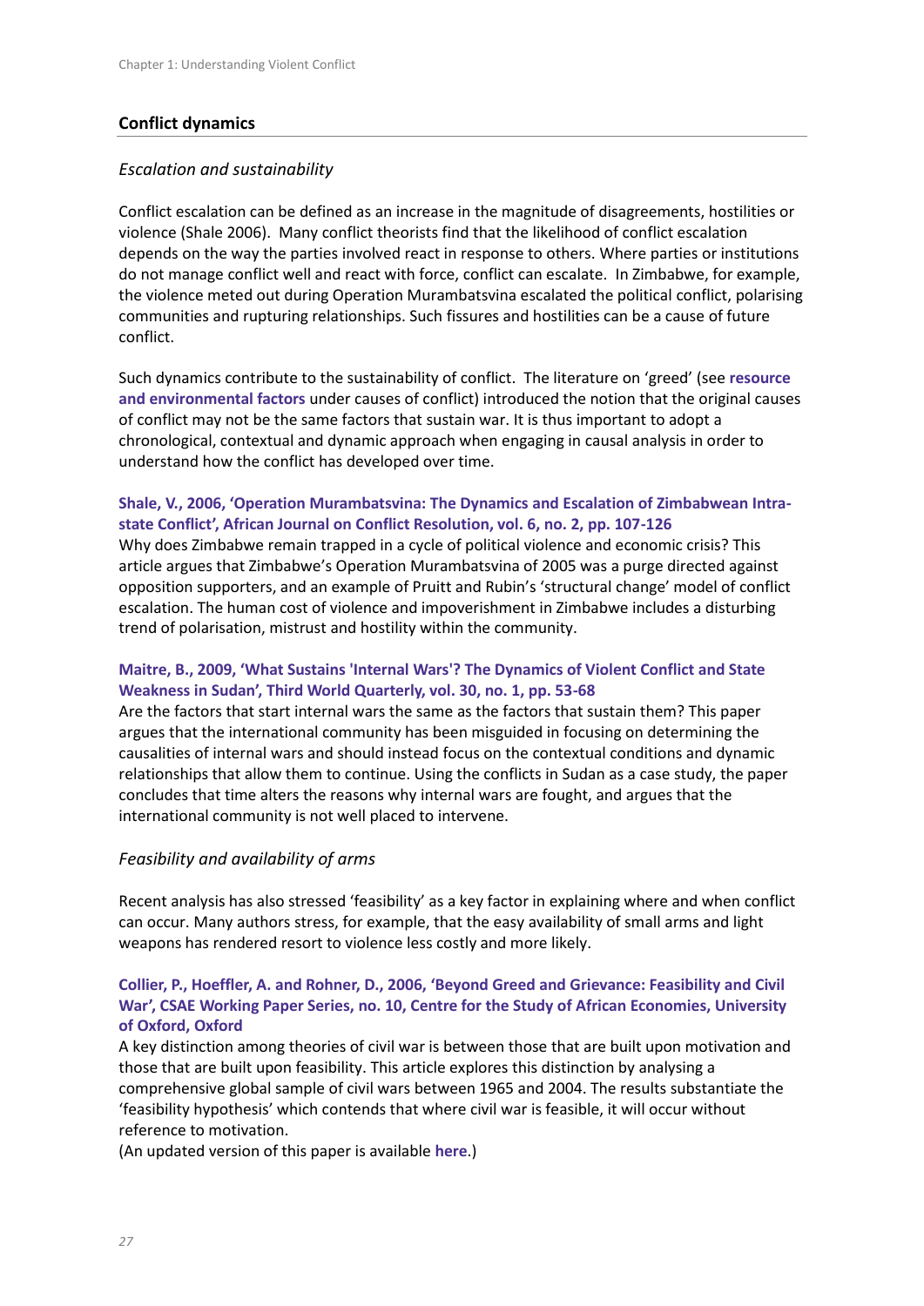## Conflict dynamics

### *Escalation and sustainability*

Conflict escalation can be defined as an increase in the magnitude of disagreements, hostilities or violence (Shale 2006). Many conflict theorists find that the likelihood of conflict escalation depends on the way the parties involved react in response to others. Where parties or institutions do not manage conflict well and react with force, conflict can escalate. In Zimbabwe, for example, the violence meted out during Operation Murambatsvina escalated the political conflict, polarising communities and rupturing relationships. Such fissures and hostilities can be a cause of future conflict.

Such dynamics contribute to the sustainability of conflict. The literature on 'greed' (see **resource and environmental factors** under causes of conflict) introduced the notion that the original causes of conflict may not be the same factors that sustain war. It is thus important to adopt a chronological, contextual and dynamic approach when engaging in causal analysis in order to understand how the conflict has developed over time.

**Shale, V., 2006, 'Operation Murambatsvina: The Dynamics and Escalation of Zimbabwean Intra-state Conflict', African Journal on Conflict Resolution, vol. 6, no. 2, pp. 107-126**
Why does Zimbabwe remain trapped in a cycle of political violence and economic crisis? This article argues that Zimbabwe's Operation Murambatsvina of 2005 was a purge directed against opposition supporters, and an example of Pruitt and Rubin's 'structural change' model of conflict escalation. The human cost of violence and impoverishment in Zimbabwe includes a disturbing trend of polarisation, mistrust and hostility within the community.

**Maitre, B., 2009, 'What Sustains 'Internal Wars'? The Dynamics of Violent Conflict and State Weakness in Sudan', Third World Quarterly, vol. 30, no. 1, pp. 53-68**
Are the factors that start internal wars the same as the factors that sustain them? This paper argues that the international community has been misguided in focusing on determining the causalities of internal wars and should instead focus on the contextual conditions and dynamic relationships that allow them to continue. Using the conflicts in Sudan as a case study, the paper concludes that time alters the reasons why internal wars are fought, and argues that the international community is not well placed to intervene.

### *Feasibility and availability of arms*

Recent analysis has also stressed 'feasibility' as a key factor in explaining where and when conflict can occur. Many authors stress, for example, that the easy availability of small arms and light weapons has rendered resort to violence less costly and more likely.

**Collier, P., Hoeffler, A. and Rohner, D., 2006, 'Beyond Greed and Grievance: Feasibility and Civil War', CSAE Working Paper Series, no. 10, Centre for the Study of African Economies, University of Oxford, Oxford**
A key distinction among theories of civil war is between those that are built upon motivation and those that are built upon feasibility. This article explores this distinction by analysing a comprehensive global sample of civil wars between 1965 and 2004. The results substantiate the 'feasibility hypothesis' which contends that where civil war is feasible, it will occur without reference to motivation.
(An updated version of this paper is available **here**.)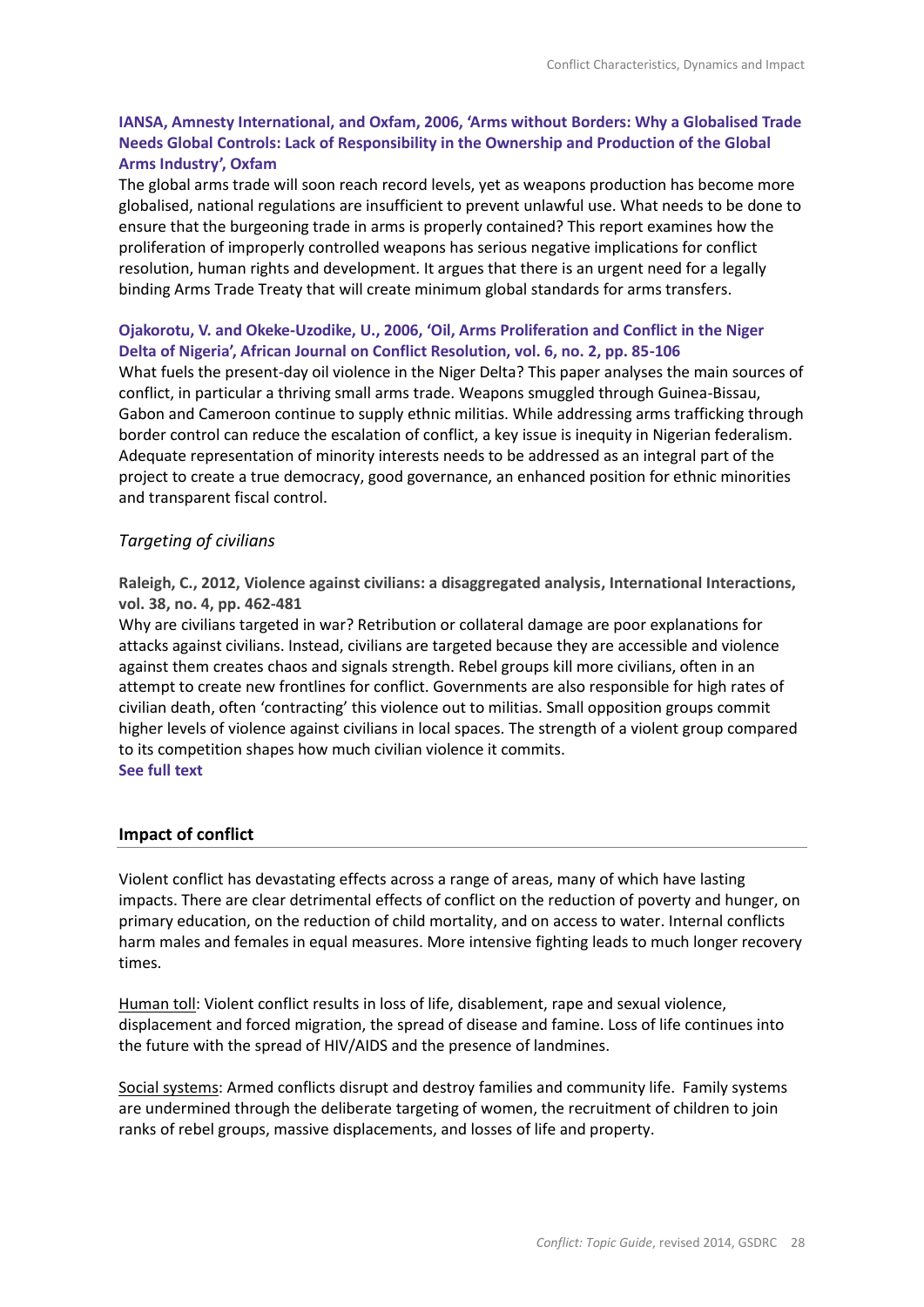**IANSA, Amnesty International, and Oxfam, 2006, 'Arms without Borders: Why a Globalised Trade Needs Global Controls: Lack of Responsibility in the Ownership and Production of the Global Arms Industry', Oxfam**

The global arms trade will soon reach record levels, yet as weapons production has become more globalised, national regulations are insufficient to prevent unlawful use. What needs to be done to ensure that the burgeoning trade in arms is properly contained? This report examines how the proliferation of improperly controlled weapons has serious negative implications for conflict resolution, human rights and development. It argues that there is an urgent need for a legally binding Arms Trade Treaty that will create minimum global standards for arms transfers.

**Ojakorotu, V. and Okeke-Uzodike, U., 2006, 'Oil, Arms Proliferation and Conflict in the Niger Delta of Nigeria', African Journal on Conflict Resolution, vol. 6, no. 2, pp. 85-106**

What fuels the present-day oil violence in the Niger Delta? This paper analyses the main sources of conflict, in particular a thriving small arms trade. Weapons smuggled through Guinea-Bissau, Gabon and Cameroon continue to supply ethnic militias. While addressing arms trafficking through border control can reduce the escalation of conflict, a key issue is inequity in Nigerian federalism. Adequate representation of minority interests needs to be addressed as an integral part of the project to create a true democracy, good governance, an enhanced position for ethnic minorities and transparent fiscal control.

### *Targeting of civilians*

**Raleigh, C., 2012, Violence against civilians: a disaggregated analysis, International Interactions, vol. 38, no. 4, pp. 462-481**

Why are civilians targeted in war? Retribution or collateral damage are poor explanations for attacks against civilians. Instead, civilians are targeted because they are accessible and violence against them creates chaos and signals strength. Rebel groups kill more civilians, often in an attempt to create new frontlines for conflict. Governments are also responsible for high rates of civilian death, often 'contracting' this violence out to militias. Small opposition groups commit higher levels of violence against civilians in local spaces. The strength of a violent group compared to its competition shapes how much civilian violence it commits.

**See full text**

## Impact of conflict

Violent conflict has devastating effects across a range of areas, many of which have lasting impacts. There are clear detrimental effects of conflict on the reduction of poverty and hunger, on primary education, on the reduction of child mortality, and on access to water. Internal conflicts harm males and females in equal measures. More intensive fighting leads to much longer recovery times.

Human toll: Violent conflict results in loss of life, disablement, rape and sexual violence, displacement and forced migration, the spread of disease and famine. Loss of life continues into the future with the spread of HIV/AIDS and the presence of landmines.

Social systems: Armed conflicts disrupt and destroy families and community life. Family systems are undermined through the deliberate targeting of women, the recruitment of children to join ranks of rebel groups, massive displacements, and losses of life and property.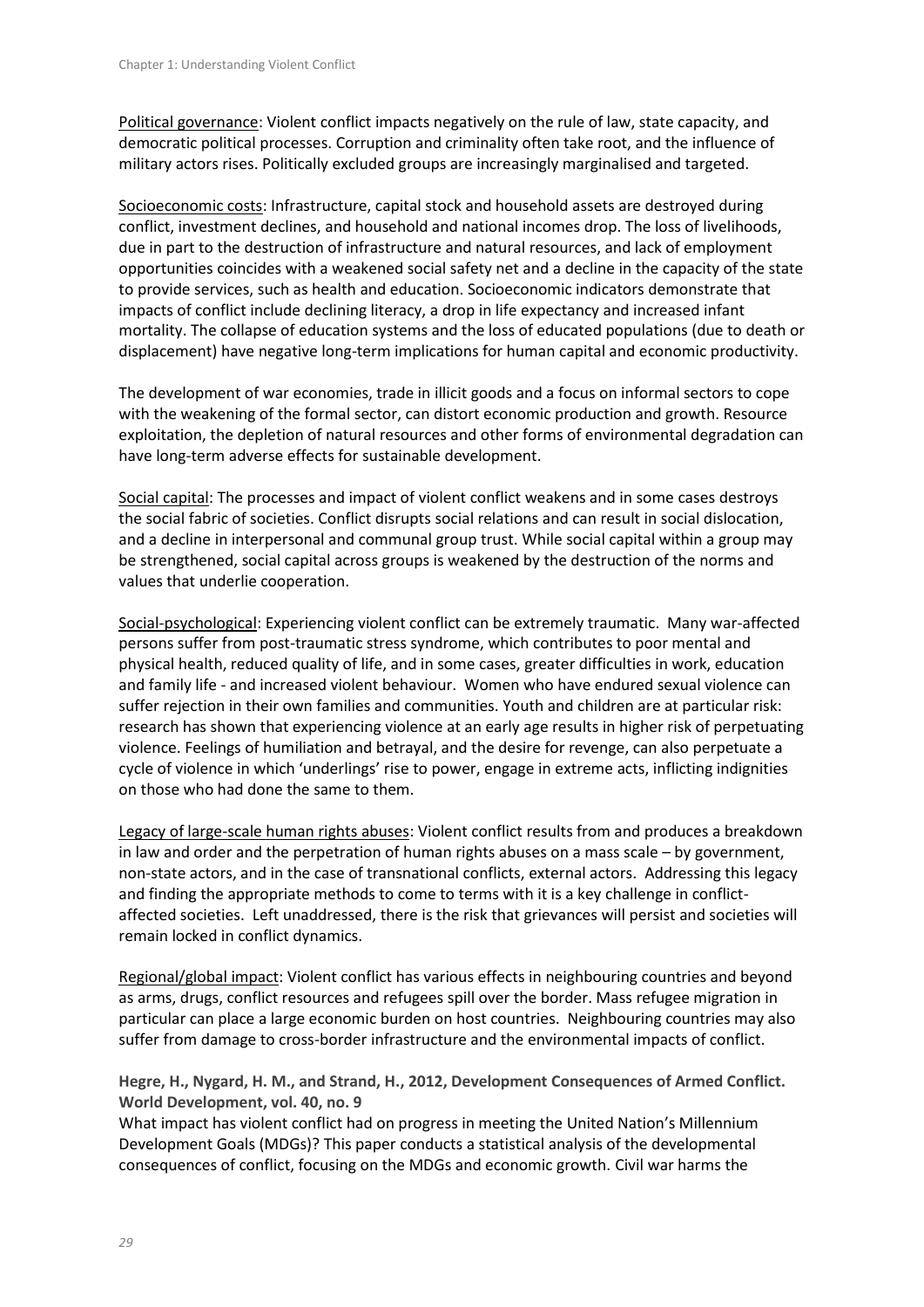Political governance: Violent conflict impacts negatively on the rule of law, state capacity, and democratic political processes. Corruption and criminality often take root, and the influence of military actors rises. Politically excluded groups are increasingly marginalised and targeted.

Socioeconomic costs: Infrastructure, capital stock and household assets are destroyed during conflict, investment declines, and household and national incomes drop. The loss of livelihoods, due in part to the destruction of infrastructure and natural resources, and lack of employment opportunities coincides with a weakened social safety net and a decline in the capacity of the state to provide services, such as health and education. Socioeconomic indicators demonstrate that impacts of conflict include declining literacy, a drop in life expectancy and increased infant mortality. The collapse of education systems and the loss of educated populations (due to death or displacement) have negative long-term implications for human capital and economic productivity.

The development of war economies, trade in illicit goods and a focus on informal sectors to cope with the weakening of the formal sector, can distort economic production and growth. Resource exploitation, the depletion of natural resources and other forms of environmental degradation can have long-term adverse effects for sustainable development.

Social capital: The processes and impact of violent conflict weakens and in some cases destroys the social fabric of societies. Conflict disrupts social relations and can result in social dislocation, and a decline in interpersonal and communal group trust. While social capital within a group may be strengthened, social capital across groups is weakened by the destruction of the norms and values that underlie cooperation.

Social-psychological: Experiencing violent conflict can be extremely traumatic. Many war-affected persons suffer from post-traumatic stress syndrome, which contributes to poor mental and physical health, reduced quality of life, and in some cases, greater difficulties in work, education and family life - and increased violent behaviour. Women who have endured sexual violence can suffer rejection in their own families and communities. Youth and children are at particular risk: research has shown that experiencing violence at an early age results in higher risk of perpetuating violence. Feelings of humiliation and betrayal, and the desire for revenge, can also perpetuate a cycle of violence in which 'underlings' rise to power, engage in extreme acts, inflicting indignities on those who had done the same to them.

Legacy of large-scale human rights abuses: Violent conflict results from and produces a breakdown in law and order and the perpetration of human rights abuses on a mass scale – by government, non-state actors, and in the case of transnational conflicts, external actors. Addressing this legacy and finding the appropriate methods to come to terms with it is a key challenge in conflict-affected societies. Left unaddressed, there is the risk that grievances will persist and societies will remain locked in conflict dynamics.

Regional/global impact: Violent conflict has various effects in neighbouring countries and beyond as arms, drugs, conflict resources and refugees spill over the border. Mass refugee migration in particular can place a large economic burden on host countries. Neighbouring countries may also suffer from damage to cross-border infrastructure and the environmental impacts of conflict.

**Hegre, H., Nygard, H. M., and Strand, H., 2012, Development Consequences of Armed Conflict. World Development, vol. 40, no. 9**

What impact has violent conflict had on progress in meeting the United Nation's Millennium Development Goals (MDGs)? This paper conducts a statistical analysis of the developmental consequences of conflict, focusing on the MDGs and economic growth. Civil war harms the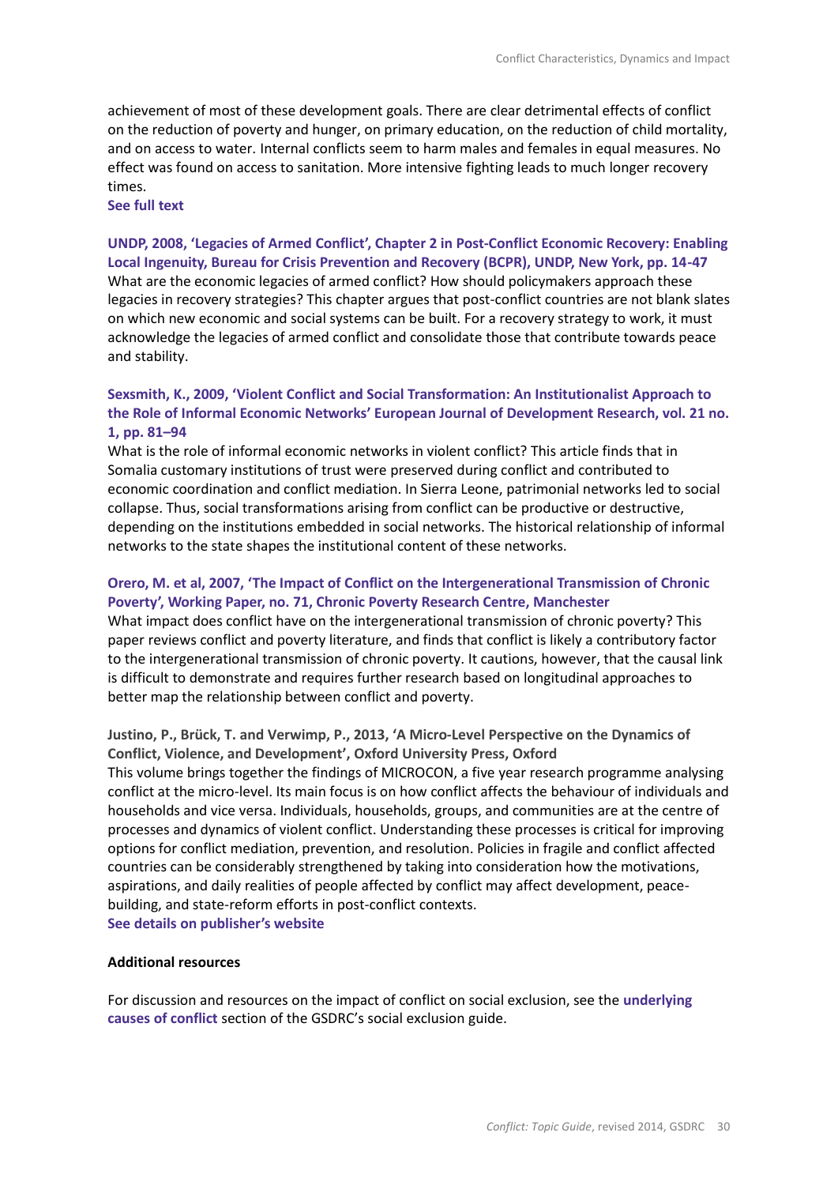achievement of most of these development goals. There are clear detrimental effects of conflict on the reduction of poverty and hunger, on primary education, on the reduction of child mortality, and on access to water. Internal conflicts seem to harm males and females in equal measures. No effect was found on access to sanitation. More intensive fighting leads to much longer recovery times.
**See full text**

**UNDP, 2008, 'Legacies of Armed Conflict', Chapter 2 in Post-Conflict Economic Recovery: Enabling Local Ingenuity, Bureau for Crisis Prevention and Recovery (BCPR), UNDP, New York, pp. 14-47**
What are the economic legacies of armed conflict? How should policymakers approach these legacies in recovery strategies? This chapter argues that post-conflict countries are not blank slates on which new economic and social systems can be built. For a recovery strategy to work, it must acknowledge the legacies of armed conflict and consolidate those that contribute towards peace and stability.

**Sexsmith, K., 2009, 'Violent Conflict and Social Transformation: An Institutionalist Approach to the Role of Informal Economic Networks' European Journal of Development Research, vol. 21 no. 1, pp. 81–94**
What is the role of informal economic networks in violent conflict? This article finds that in Somalia customary institutions of trust were preserved during conflict and contributed to economic coordination and conflict mediation. In Sierra Leone, patrimonial networks led to social collapse. Thus, social transformations arising from conflict can be productive or destructive, depending on the institutions embedded in social networks. The historical relationship of informal networks to the state shapes the institutional content of these networks.

**Orero, M. et al, 2007, 'The Impact of Conflict on the Intergenerational Transmission of Chronic Poverty', Working Paper, no. 71, Chronic Poverty Research Centre, Manchester**
What impact does conflict have on the intergenerational transmission of chronic poverty? This paper reviews conflict and poverty literature, and finds that conflict is likely a contributory factor to the intergenerational transmission of chronic poverty. It cautions, however, that the causal link is difficult to demonstrate and requires further research based on longitudinal approaches to better map the relationship between conflict and poverty.

**Justino, P., Brück, T. and Verwimp, P., 2013, 'A Micro-Level Perspective on the Dynamics of Conflict, Violence, and Development', Oxford University Press, Oxford**
This volume brings together the findings of MICROCON, a five year research programme analysing conflict at the micro-level. Its main focus is on how conflict affects the behaviour of individuals and households and vice versa. Individuals, households, groups, and communities are at the centre of processes and dynamics of violent conflict. Understanding these processes is critical for improving options for conflict mediation, prevention, and resolution. Policies in fragile and conflict affected countries can be considerably strengthened by taking into consideration how the motivations, aspirations, and daily realities of people affected by conflict may affect development, peace-building, and state-reform efforts in post-conflict contexts.
**See details on publisher's website**

**Additional resources**

For discussion and resources on the impact of conflict on social exclusion, see the **underlying causes of conflict** section of the GSDRC's social exclusion guide.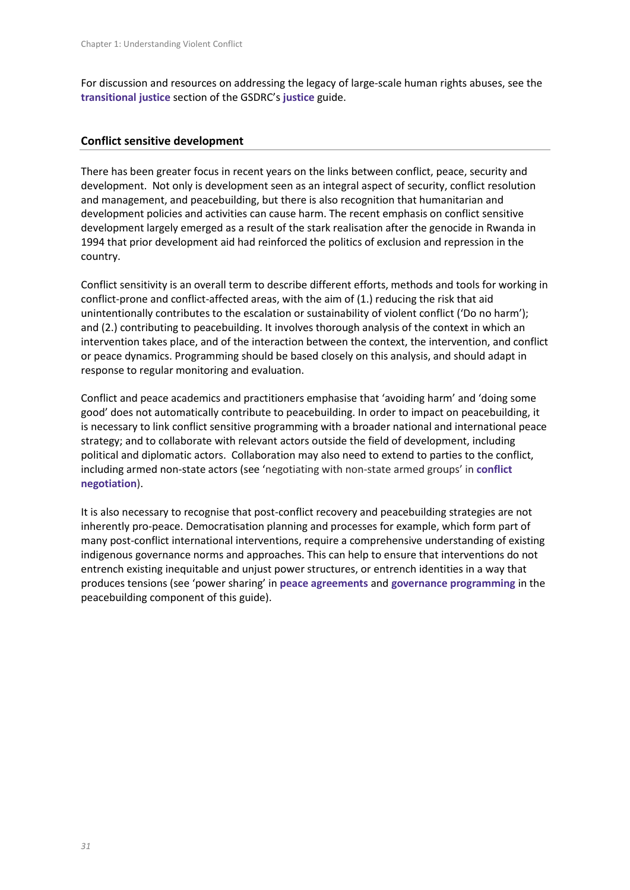For discussion and resources on addressing the legacy of large-scale human rights abuses, see the **transitional justice** section of the GSDRC's **justice** guide.

## Conflict sensitive development

There has been greater focus in recent years on the links between conflict, peace, security and development. Not only is development seen as an integral aspect of security, conflict resolution and management, and peacebuilding, but there is also recognition that humanitarian and development policies and activities can cause harm. The recent emphasis on conflict sensitive development largely emerged as a result of the stark realisation after the genocide in Rwanda in 1994 that prior development aid had reinforced the politics of exclusion and repression in the country.

Conflict sensitivity is an overall term to describe different efforts, methods and tools for working in conflict-prone and conflict-affected areas, with the aim of (1.) reducing the risk that aid unintentionally contributes to the escalation or sustainability of violent conflict ('Do no harm'); and (2.) contributing to peacebuilding. It involves thorough analysis of the context in which an intervention takes place, and of the interaction between the context, the intervention, and conflict or peace dynamics. Programming should be based closely on this analysis, and should adapt in response to regular monitoring and evaluation.

Conflict and peace academics and practitioners emphasise that 'avoiding harm' and 'doing some good' does not automatically contribute to peacebuilding. In order to impact on peacebuilding, it is necessary to link conflict sensitive programming with a broader national and international peace strategy; and to collaborate with relevant actors outside the field of development, including political and diplomatic actors. Collaboration may also need to extend to parties to the conflict, including armed non-state actors (see 'negotiating with non-state armed groups' in **conflict negotiation**).

It is also necessary to recognise that post-conflict recovery and peacebuilding strategies are not inherently pro-peace. Democratisation planning and processes for example, which form part of many post-conflict international interventions, require a comprehensive understanding of existing indigenous governance norms and approaches. This can help to ensure that interventions do not entrench existing inequitable and unjust power structures, or entrench identities in a way that produces tensions (see 'power sharing' in **peace agreements** and **governance programming** in the peacebuilding component of this guide).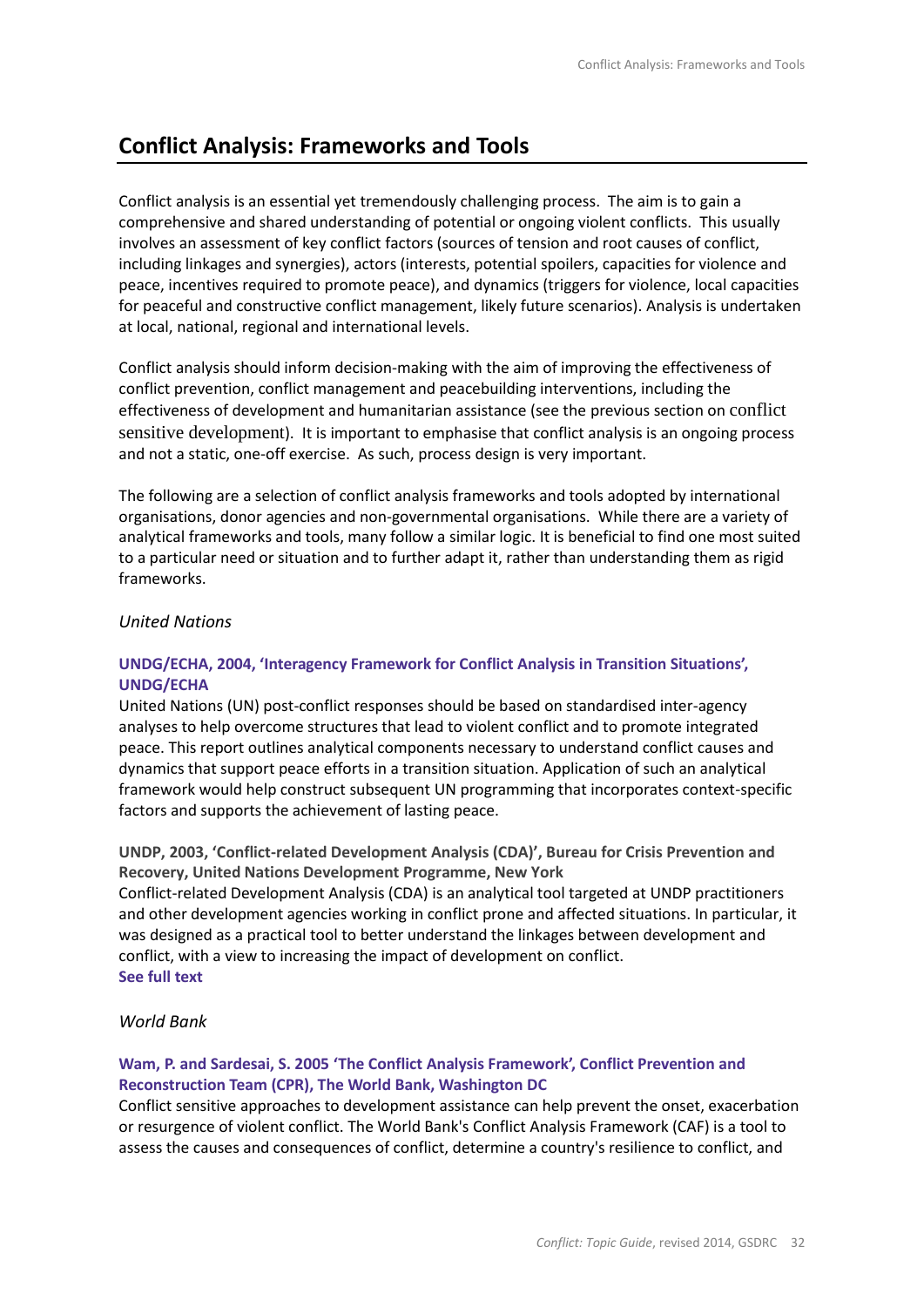# Conflict Analysis: Frameworks and Tools

Conflict analysis is an essential yet tremendously challenging process. The aim is to gain a comprehensive and shared understanding of potential or ongoing violent conflicts. This usually involves an assessment of key conflict factors (sources of tension and root causes of conflict, including linkages and synergies), actors (interests, potential spoilers, capacities for violence and peace, incentives required to promote peace), and dynamics (triggers for violence, local capacities for peaceful and constructive conflict management, likely future scenarios). Analysis is undertaken at local, national, regional and international levels.

Conflict analysis should inform decision-making with the aim of improving the effectiveness of conflict prevention, conflict management and peacebuilding interventions, including the effectiveness of development and humanitarian assistance (see the previous section on conflict sensitive development). It is important to emphasise that conflict analysis is an ongoing process and not a static, one-off exercise. As such, process design is very important.

The following are a selection of conflict analysis frameworks and tools adopted by international organisations, donor agencies and non-governmental organisations. While there are a variety of analytical frameworks and tools, many follow a similar logic. It is beneficial to find one most suited to a particular need or situation and to further adapt it, rather than understanding them as rigid frameworks.

*United Nations*

**UNDG/ECHA, 2004, 'Interagency Framework for Conflict Analysis in Transition Situations', UNDG/ECHA**

United Nations (UN) post-conflict responses should be based on standardised inter-agency analyses to help overcome structures that lead to violent conflict and to promote integrated peace. This report outlines analytical components necessary to understand conflict causes and dynamics that support peace efforts in a transition situation. Application of such an analytical framework would help construct subsequent UN programming that incorporates context-specific factors and supports the achievement of lasting peace.

**UNDP, 2003, 'Conflict-related Development Analysis (CDA)', Bureau for Crisis Prevention and Recovery, United Nations Development Programme, New York**

Conflict-related Development Analysis (CDA) is an analytical tool targeted at UNDP practitioners and other development agencies working in conflict prone and affected situations. In particular, it was designed as a practical tool to better understand the linkages between development and conflict, with a view to increasing the impact of development on conflict.

**See full text**

*World Bank*

**Wam, P. and Sardesai, S. 2005 'The Conflict Analysis Framework', Conflict Prevention and Reconstruction Team (CPR), The World Bank, Washington DC**

Conflict sensitive approaches to development assistance can help prevent the onset, exacerbation or resurgence of violent conflict. The World Bank's Conflict Analysis Framework (CAF) is a tool to assess the causes and consequences of conflict, determine a country's resilience to conflict, and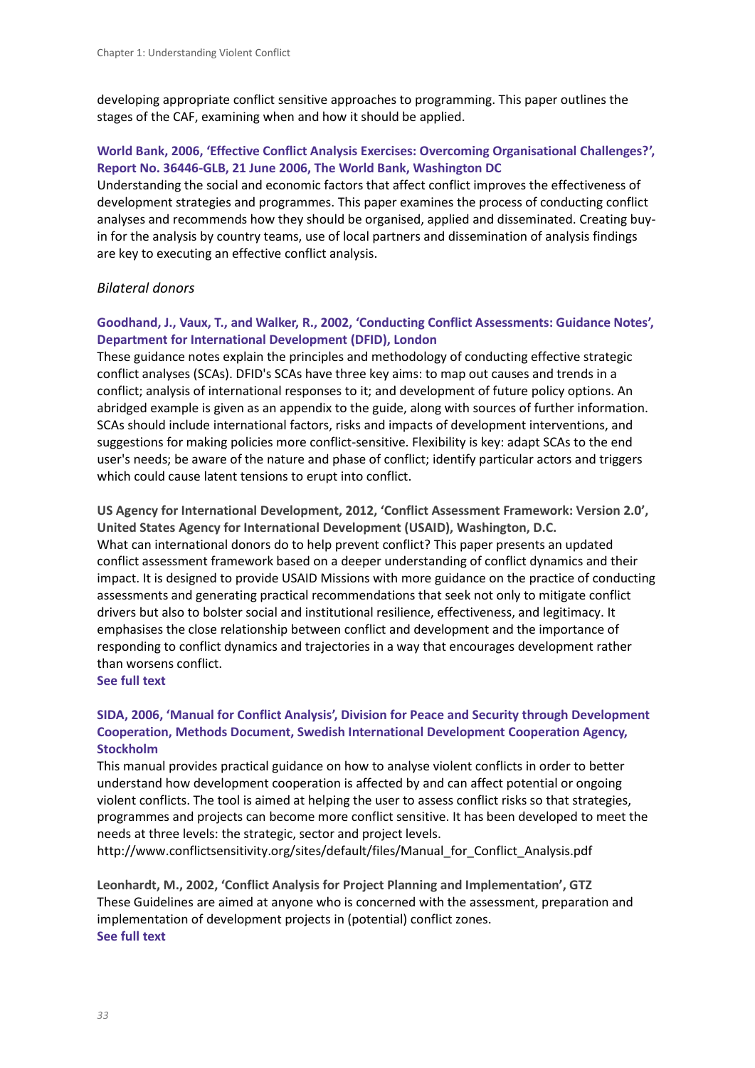developing appropriate conflict sensitive approaches to programming. This paper outlines the stages of the CAF, examining when and how it should be applied.

**World Bank, 2006, 'Effective Conflict Analysis Exercises: Overcoming Organisational Challenges?', Report No. 36446-GLB, 21 June 2006, The World Bank, Washington DC**
Understanding the social and economic factors that affect conflict improves the effectiveness of development strategies and programmes. This paper examines the process of conducting conflict analyses and recommends how they should be organised, applied and disseminated. Creating buy-in for the analysis by country teams, use of local partners and dissemination of analysis findings are key to executing an effective conflict analysis.

*Bilateral donors*

**Goodhand, J., Vaux, T., and Walker, R., 2002, 'Conducting Conflict Assessments: Guidance Notes', Department for International Development (DFID), London**
These guidance notes explain the principles and methodology of conducting effective strategic conflict analyses (SCAs). DFID's SCAs have three key aims: to map out causes and trends in a conflict; analysis of international responses to it; and development of future policy options. An abridged example is given as an appendix to the guide, along with sources of further information. SCAs should include international factors, risks and impacts of development interventions, and suggestions for making policies more conflict-sensitive. Flexibility is key: adapt SCAs to the end user's needs; be aware of the nature and phase of conflict; identify particular actors and triggers which could cause latent tensions to erupt into conflict.

**US Agency for International Development, 2012, 'Conflict Assessment Framework: Version 2.0', United States Agency for International Development (USAID), Washington, D.C.**
What can international donors do to help prevent conflict? This paper presents an updated conflict assessment framework based on a deeper understanding of conflict dynamics and their impact. It is designed to provide USAID Missions with more guidance on the practice of conducting assessments and generating practical recommendations that seek not only to mitigate conflict drivers but also to bolster social and institutional resilience, effectiveness, and legitimacy. It emphasises the close relationship between conflict and development and the importance of responding to conflict dynamics and trajectories in a way that encourages development rather than worsens conflict.
**See full text**

**SIDA, 2006, 'Manual for Conflict Analysis', Division for Peace and Security through Development Cooperation, Methods Document, Swedish International Development Cooperation Agency, Stockholm**
This manual provides practical guidance on how to analyse violent conflicts in order to better understand how development cooperation is affected by and can affect potential or ongoing violent conflicts. The tool is aimed at helping the user to assess conflict risks so that strategies, programmes and projects can become more conflict sensitive. It has been developed to meet the needs at three levels: the strategic, sector and project levels.
http://www.conflictsensitivity.org/sites/default/files/Manual_for_Conflict_Analysis.pdf

**Leonhardt, M., 2002, 'Conflict Analysis for Project Planning and Implementation', GTZ**
These Guidelines are aimed at anyone who is concerned with the assessment, preparation and implementation of development projects in (potential) conflict zones.
**See full text**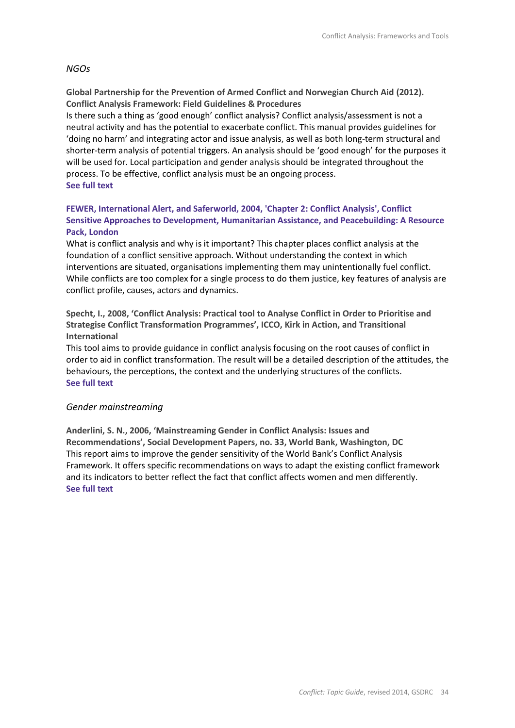*NGOs*

**Global Partnership for the Prevention of Armed Conflict and Norwegian Church Aid (2012). Conflict Analysis Framework: Field Guidelines & Procedures**

Is there such a thing as 'good enough' conflict analysis? Conflict analysis/assessment is not a neutral activity and has the potential to exacerbate conflict. This manual provides guidelines for 'doing no harm' and integrating actor and issue analysis, as well as both long-term structural and shorter-term analysis of potential triggers. An analysis should be 'good enough' for the purposes it will be used for. Local participation and gender analysis should be integrated throughout the process. To be effective, conflict analysis must be an ongoing process.

**See full text**

**FEWER, International Alert, and Saferworld, 2004, 'Chapter 2: Conflict Analysis', Conflict Sensitive Approaches to Development, Humanitarian Assistance, and Peacebuilding: A Resource Pack, London**

What is conflict analysis and why is it important? This chapter places conflict analysis at the foundation of a conflict sensitive approach. Without understanding the context in which interventions are situated, organisations implementing them may unintentionally fuel conflict. While conflicts are too complex for a single process to do them justice, key features of analysis are conflict profile, causes, actors and dynamics.

**Specht, I., 2008, 'Conflict Analysis: Practical tool to Analyse Conflict in Order to Prioritise and Strategise Conflict Transformation Programmes', ICCO, Kirk in Action, and Transitional International**

This tool aims to provide guidance in conflict analysis focusing on the root causes of conflict in order to aid in conflict transformation. The result will be a detailed description of the attitudes, the behaviours, the perceptions, the context and the underlying structures of the conflicts.

**See full text**

*Gender mainstreaming*

**Anderlini, S. N., 2006, 'Mainstreaming Gender in Conflict Analysis: Issues and Recommendations', Social Development Papers, no. 33, World Bank, Washington, DC**

This report aims to improve the gender sensitivity of the World Bank's Conflict Analysis Framework. It offers specific recommendations on ways to adapt the existing conflict framework and its indicators to better reflect the fact that conflict affects women and men differently.

**See full text**